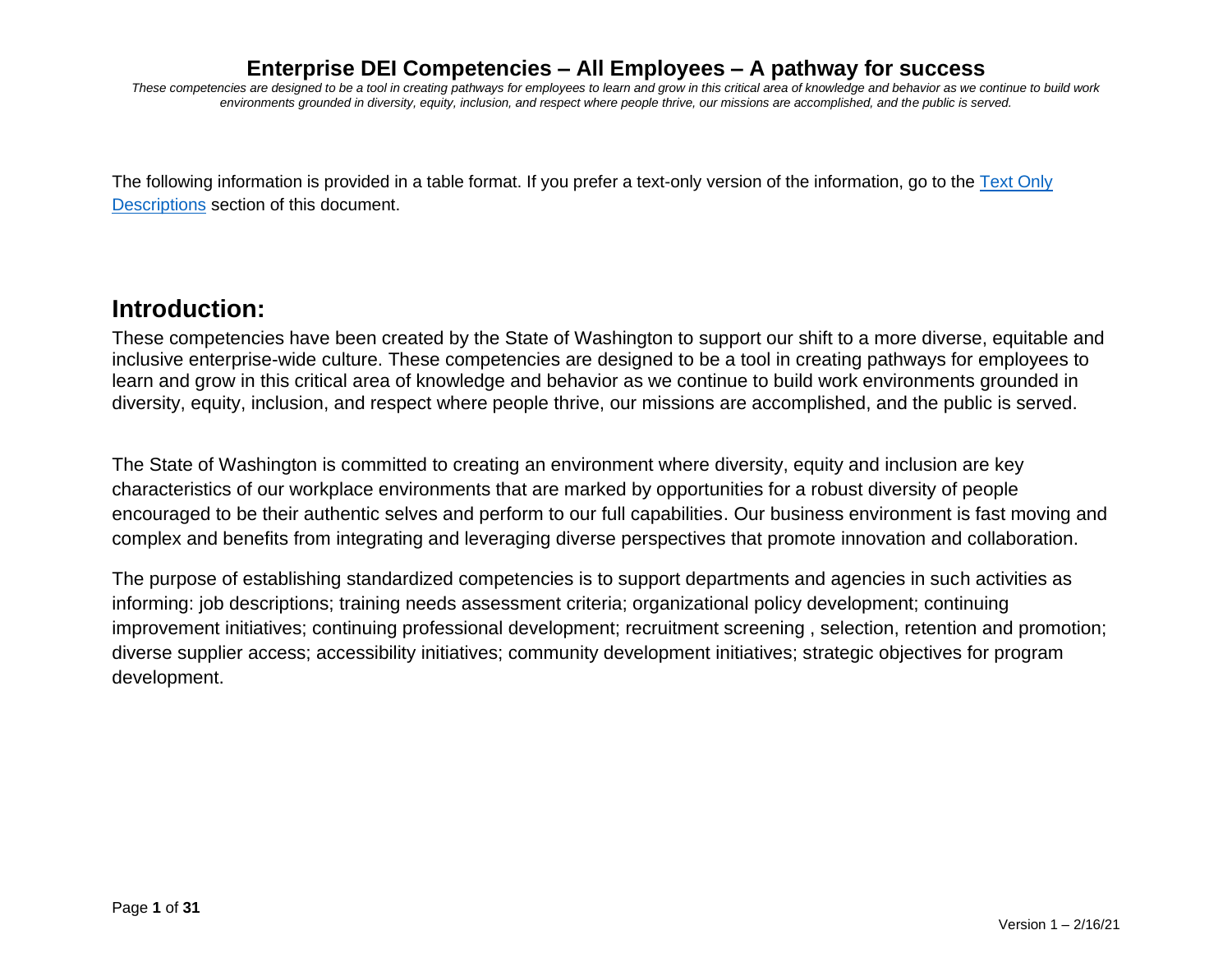# Enterprise DEI Competencies – All Employees – A pathway for success

*These competencies are designed to be a tool in creating pathways for employees to learn and grow in this critical area of knowledge and behavior as we continue to build work environments grounded in diversity, equity, inclusion, and respect where people thrive, our missions are accomplished, and the public is served.*

The following information is provided in a table format. If you prefer a text-only version of the information, go to the [Text Only Descriptions](#) section of this document.

## Introduction:

These competencies have been created by the State of Washington to support our shift to a more diverse, equitable and inclusive enterprise-wide culture. These competencies are designed to be a tool in creating pathways for employees to learn and grow in this critical area of knowledge and behavior as we continue to build work environments grounded in diversity, equity, inclusion, and respect where people thrive, our missions are accomplished, and the public is served.

The State of Washington is committed to creating an environment where diversity, equity and inclusion are key characteristics of our workplace environments that are marked by opportunities for a robust diversity of people encouraged to be their authentic selves and perform to our full capabilities. Our business environment is fast moving and complex and benefits from integrating and leveraging diverse perspectives that promote innovation and collaboration.

The purpose of establishing standardized competencies is to support departments and agencies in such activities as informing: job descriptions; training needs assessment criteria; organizational policy development; continuing improvement initiatives; continuing professional development; recruitment screening , selection, retention and promotion; diverse supplier access; accessibility initiatives; community development initiatives; strategic objectives for program development.

Version 1 – 2/16/21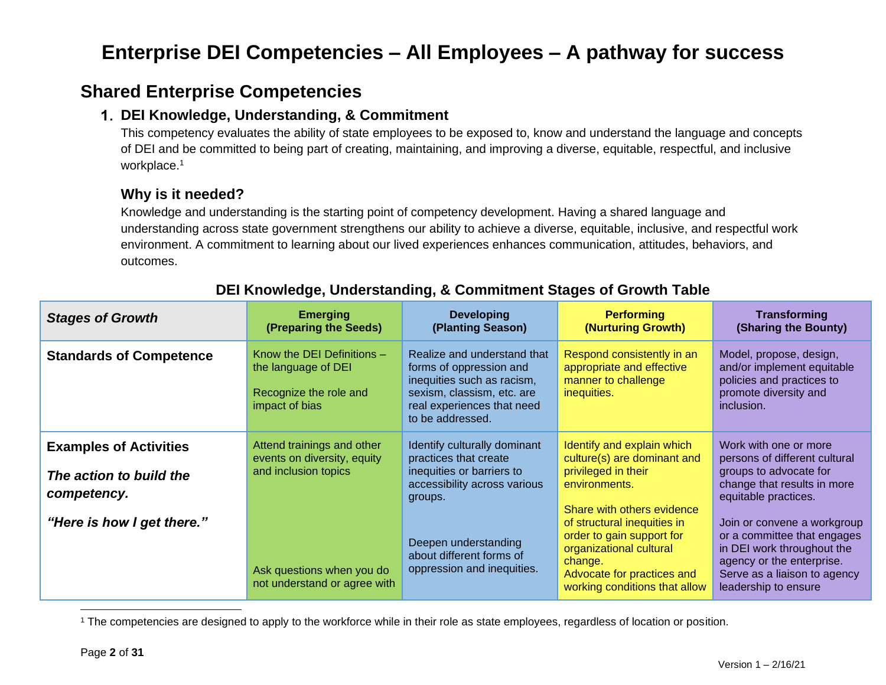# Enterprise DEI Competencies – All Employees – A pathway for success

## Shared Enterprise Competencies

### 1. DEI Knowledge, Understanding, & Commitment

This competency evaluates the ability of state employees to be exposed to, know and understand the language and concepts of DEI and be committed to being part of creating, maintaining, and improving a diverse, equitable, respectful, and inclusive workplace.[1]

### Why is it needed?

Knowledge and understanding is the starting point of competency development. Having a shared language and understanding across state government strengthens our ability to achieve a diverse, equitable, inclusive, and respectful work environment. A commitment to learning about our lived experiences enhances communication, attitudes, behaviors, and outcomes.

**DEI Knowledge, Understanding, & Commitment Stages of Growth Table**

| *Stages of Growth* | Emerging (Preparing the Seeds) | Developing (Planting Season) | Performing (Nurturing Growth) | Transforming (Sharing the Bounty) |
|---|---|---|---|---|
| **Standards of Competence** | Know the DEI Definitions – the language of DEI<br><br>Recognize the role and impact of bias | Realize and understand that forms of oppression and inequities such as racism, sexism, classism, etc. are real experiences that need to be addressed. | Respond consistently in an appropriate and effective manner to challenge inequities. | Model, propose, design, and/or implement equitable policies and practices to promote diversity and inclusion. |
| **Examples of Activities**<br><br>***The action to build the competency.***<br><br>***"Here is how I get there."*** | Attend trainings and other events on diversity, equity and inclusion topics<br><br>Ask questions when you do not understand or agree with | Identify culturally dominant practices that create inequities or barriers to accessibility across various groups.<br><br>Deepen understanding about different forms of oppression and inequities. | Identify and explain which culture(s) are dominant and privileged in their environments.<br><br>Share with others evidence of structural inequities in order to gain support for organizational cultural change.<br>Advocate for practices and working conditions that allow | Work with one or more persons of different cultural groups to advocate for change that results in more equitable practices.<br><br>Join or convene a workgroup or a committee that engages in DEI work throughout the agency or the enterprise. Serve as a liaison to agency leadership to ensure |

[1] The competencies are designed to apply to the workforce while in their role as state employees, regardless of location or position.

Version 1 – 2/16/21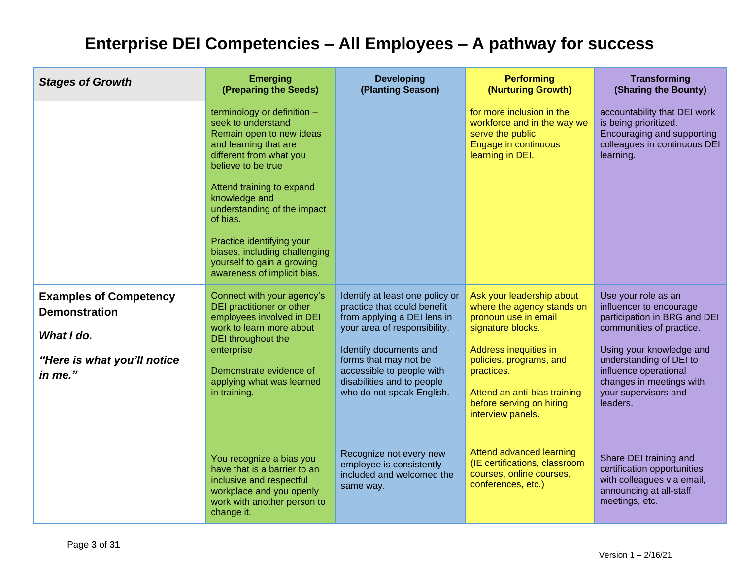# Enterprise DEI Competencies – All Employees – A pathway for success

| *Stages of Growth* | Emerging (Preparing the Seeds) | Developing (Planting Season) | Performing (Nurturing Growth) | Transforming (Sharing the Bounty) |
|---|---|---|---|---|
| | terminology or definition – seek to understand<br>Remain open to new ideas and learning that are different from what you believe to be true<br><br>Attend training to expand knowledge and understanding of the impact of bias.<br><br>Practice identifying your biases, including challenging yourself to gain a growing awareness of implicit bias. | | for more inclusion in the workforce and in the way we serve the public.<br>Engage in continuous learning in DEI. | accountability that DEI work is being prioritized.<br>Encouraging and supporting colleagues in continuous DEI learning. |
| **Examples of Competency Demonstration**<br><br>***What I do.***<br><br>***"Here is what you'll notice in me."*** | Connect with your agency's DEI practitioner or other employees involved in DEI work to learn more about DEI throughout the enterprise<br><br>Demonstrate evidence of applying what was learned in training.<br><br>You recognize a bias you have that is a barrier to an inclusive and respectful workplace and you openly work with another person to change it. | Identify at least one policy or practice that could benefit from applying a DEI lens in your area of responsibility.<br><br>Identify documents and forms that may not be accessible to people with disabilities and to people who do not speak English.<br><br>Recognize not every new employee is consistently included and welcomed the same way. | Ask your leadership about where the agency stands on pronoun use in email signature blocks.<br><br>Address inequities in policies, programs, and practices.<br><br>Attend an anti-bias training before serving on hiring interview panels.<br><br>Attend advanced learning (IE certifications, classroom courses, online courses, conferences, etc.) | Use your role as an influencer to encourage participation in BRG and DEI communities of practice.<br><br>Using your knowledge and understanding of DEI to influence operational changes in meetings with your supervisors and leaders.<br><br>Share DEI training and certification opportunities with colleagues via email, announcing at all-staff meetings, etc. |

Version 1 – 2/16/21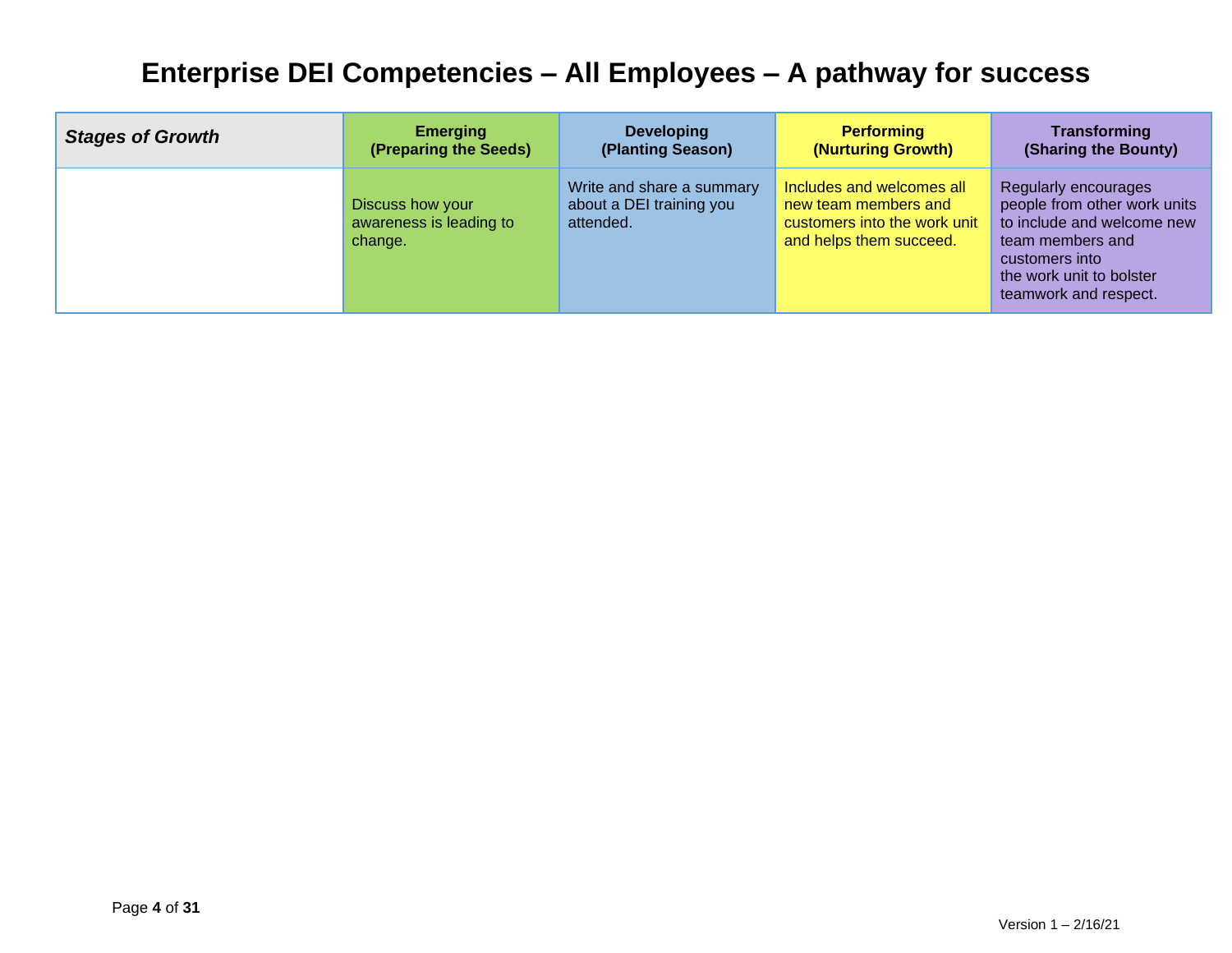# Enterprise DEI Competencies – All Employees – A pathway for success

| *Stages of Growth* | **Emerging (Preparing the Seeds)** | **Developing (Planting Season)** | **Performing (Nurturing Growth)** | **Transforming (Sharing the Bounty)** |
|---|---|---|---|---|
| | Discuss how your awareness is leading to change. | Write and share a summary about a DEI training you attended. | Includes and welcomes all new team members and customers into the work unit and helps them succeed. | Regularly encourages people from other work units to include and welcome new team members and customers into the work unit to bolster teamwork and respect. |

Version 1 – 2/16/21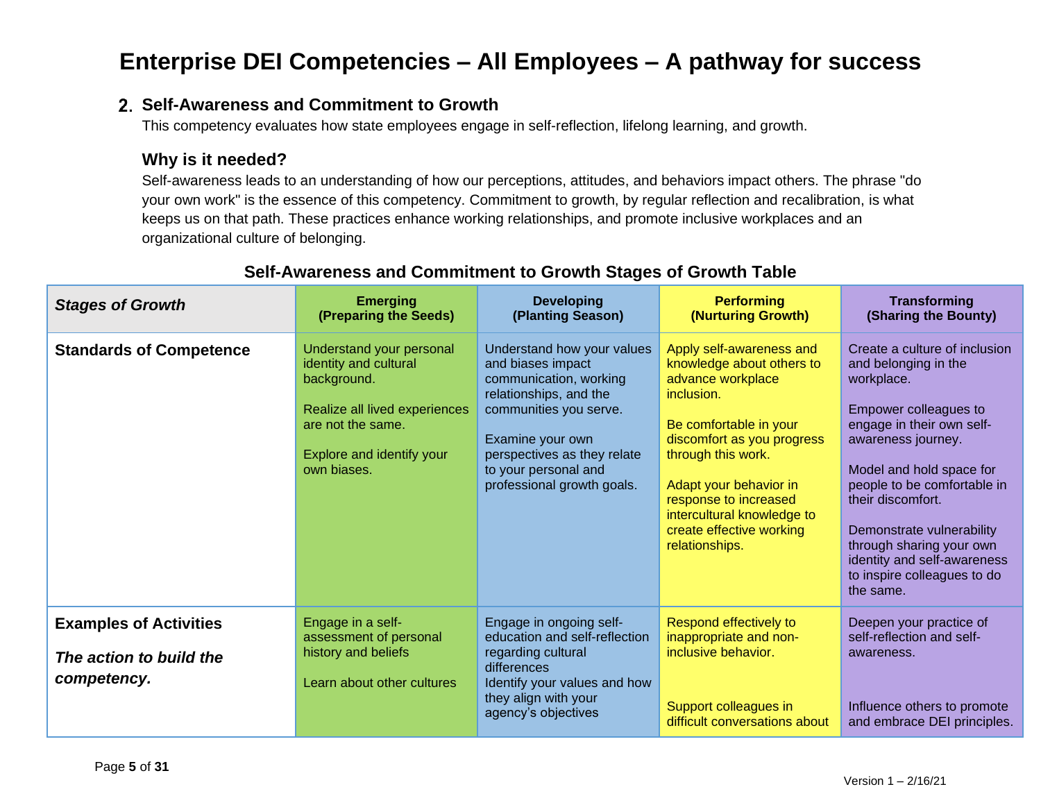# Enterprise DEI Competencies – All Employees – A pathway for success

## 2. Self-Awareness and Commitment to Growth

This competency evaluates how state employees engage in self-reflection, lifelong learning, and growth.

### Why is it needed?

Self-awareness leads to an understanding of how our perceptions, attitudes, and behaviors impact others. The phrase "do your own work" is the essence of this competency. Commitment to growth, by regular reflection and recalibration, is what keeps us on that path. These practices enhance working relationships, and promote inclusive workplaces and an organizational culture of belonging.

### Self-Awareness and Commitment to Growth Stages of Growth Table

| *Stages of Growth* | **Emerging (Preparing the Seeds)** | **Developing (Planting Season)** | **Performing (Nurturing Growth)** | **Transforming (Sharing the Bounty)** |
|---|---|---|---|---|
| **Standards of Competence** | Understand your personal identity and cultural background.<br><br>Realize all lived experiences are not the same.<br><br>Explore and identify your own biases. | Understand how your values and biases impact communication, working relationships, and the communities you serve.<br><br>Examine your own perspectives as they relate to your personal and professional growth goals. | Apply self-awareness and knowledge about others to advance workplace inclusion.<br><br>Be comfortable in your discomfort as you progress through this work.<br><br>Adapt your behavior in response to increased intercultural knowledge to create effective working relationships. | Create a culture of inclusion and belonging in the workplace.<br><br>Empower colleagues to engage in their own self-awareness journey.<br><br>Model and hold space for people to be comfortable in their discomfort.<br><br>Demonstrate vulnerability through sharing your own identity and self-awareness to inspire colleagues to do the same. |
| **Examples of Activities**<br><br>***The action to build the competency.*** | Engage in a self-assessment of personal history and beliefs<br><br>Learn about other cultures | Engage in ongoing self-education and self-reflection regarding cultural differences<br>Identify your values and how they align with your agency's objectives | Respond effectively to inappropriate and non-inclusive behavior.<br><br>Support colleagues in difficult conversations about | Deepen your practice of self-reflection and self-awareness.<br><br>Influence others to promote and embrace DEI principles. |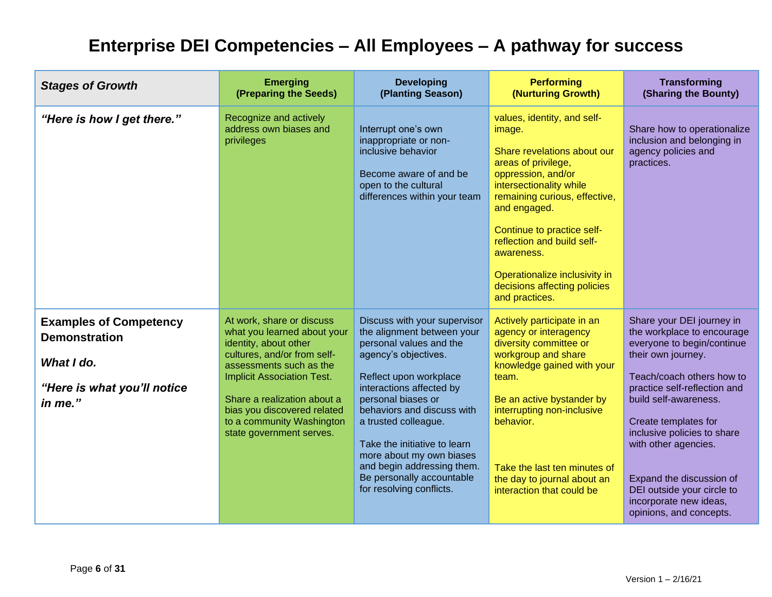# Enterprise DEI Competencies – All Employees – A pathway for success

| *Stages of Growth* | Emerging (Preparing the Seeds) | Developing (Planting Season) | Performing (Nurturing Growth) | Transforming (Sharing the Bounty) |
|---|---|---|---|---|
| ***"Here is how I get there."*** | Recognize and actively address own biases and privileges | Interrupt one's own inappropriate or non-inclusive behavior<br><br>Become aware of and be open to the cultural differences within your team | values, identity, and self-image.<br><br>Share revelations about our areas of privilege, oppression, and/or intersectionality while remaining curious, effective, and engaged.<br><br>Continue to practice self-reflection and build self-awareness.<br><br>Operationalize inclusivity in decisions affecting policies and practices. | Share how to operationalize inclusion and belonging in agency policies and practices. |
| **Examples of Competency Demonstration**<br><br>***What I do.***<br><br>***"Here is what you'll notice in me."*** | At work, share or discuss what you learned about your identity, about other cultures, and/or from self-assessments such as the Implicit Association Test.<br><br>Share a realization about a bias you discovered related to a community Washington state government serves. | Discuss with your supervisor the alignment between your personal values and the agency's objectives.<br><br>Reflect upon workplace interactions affected by personal biases or behaviors and discuss with a trusted colleague.<br><br>Take the initiative to learn more about my own biases and begin addressing them. Be personally accountable for resolving conflicts. | Actively participate in an agency or interagency diversity committee or workgroup and share knowledge gained with your team.<br><br>Be an active bystander by interrupting non-inclusive behavior.<br><br>Take the last ten minutes of the day to journal about an interaction that could be | Share your DEI journey in the workplace to encourage everyone to begin/continue their own journey.<br><br>Teach/coach others how to practice self-reflection and build self-awareness.<br><br>Create templates for inclusive policies to share with other agencies.<br><br>Expand the discussion of DEI outside your circle to incorporate new ideas, opinions, and concepts. |

Version 1 – 2/16/21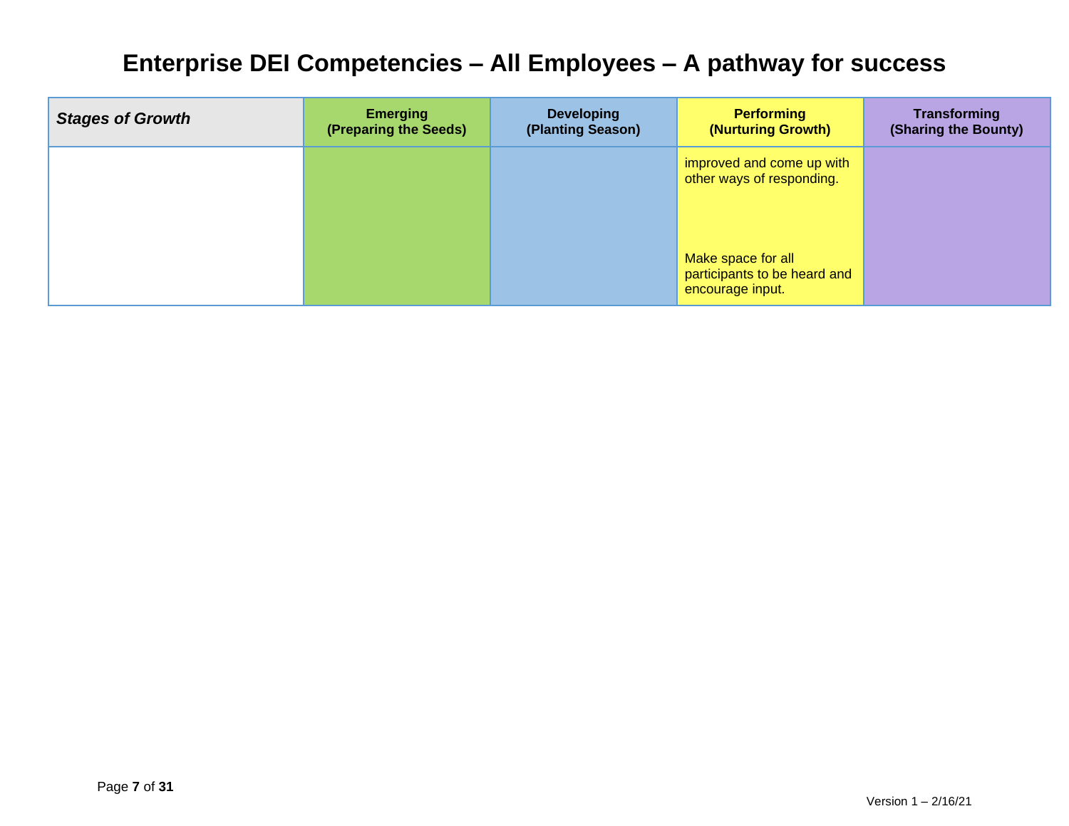# Enterprise DEI Competencies – All Employees – A pathway for success

| *Stages of Growth* | Emerging (Preparing the Seeds) | Developing (Planting Season) | Performing (Nurturing Growth) | Transforming (Sharing the Bounty) |
|---|---|---|---|---|
| | | | improved and come up with other ways of responding.<br><br>Make space for all participants to be heard and encourage input. | |

Version 1 – 2/16/21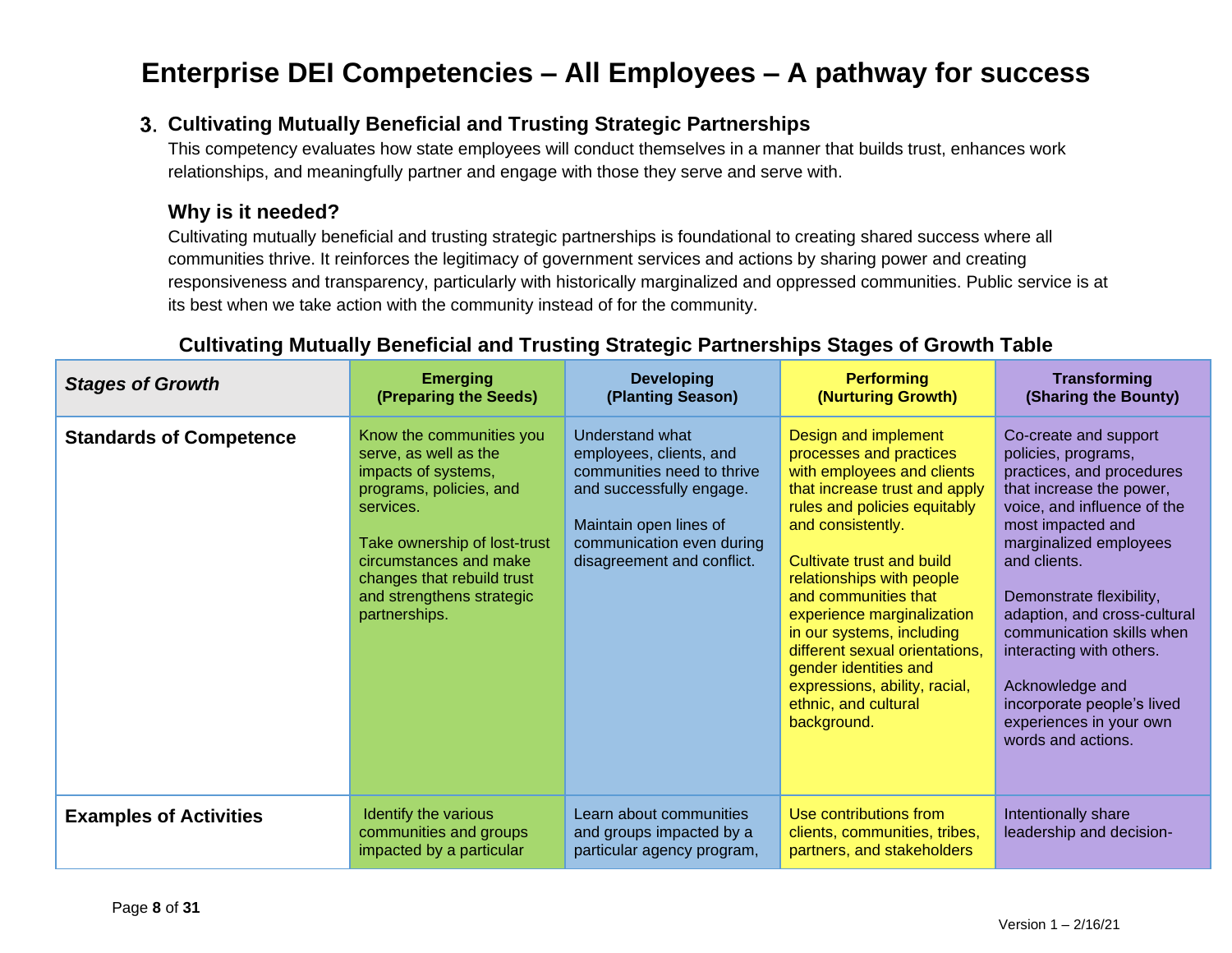# Enterprise DEI Competencies – All Employees – A pathway for success

## 3. Cultivating Mutually Beneficial and Trusting Strategic Partnerships

This competency evaluates how state employees will conduct themselves in a manner that builds trust, enhances work relationships, and meaningfully partner and engage with those they serve and serve with.

### Why is it needed?

Cultivating mutually beneficial and trusting strategic partnerships is foundational to creating shared success where all communities thrive. It reinforces the legitimacy of government services and actions by sharing power and creating responsiveness and transparency, particularly with historically marginalized and oppressed communities. Public service is at its best when we take action with the community instead of for the community.

### Cultivating Mutually Beneficial and Trusting Strategic Partnerships Stages of Growth Table

| ***Stages of Growth*** | **Emerging (Preparing the Seeds)** | **Developing (Planting Season)** | **Performing (Nurturing Growth)** | **Transforming (Sharing the Bounty)** |
|---|---|---|---|---|
| **Standards of Competence** | Know the communities you serve, as well as the impacts of systems, programs, policies, and services.<br><br>Take ownership of lost-trust circumstances and make changes that rebuild trust and strengthens strategic partnerships. | Understand what employees, clients, and communities need to thrive and successfully engage.<br><br>Maintain open lines of communication even during disagreement and conflict. | Design and implement processes and practices with employees and clients that increase trust and apply rules and policies equitably and consistently.<br><br>Cultivate trust and build relationships with people and communities that experience marginalization in our systems, including different sexual orientations, gender identities and expressions, ability, racial, ethnic, and cultural background. | Co-create and support policies, programs, practices, and procedures that increase the power, voice, and influence of the most impacted and marginalized employees and clients.<br><br>Demonstrate flexibility, adaption, and cross-cultural communication skills when interacting with others.<br><br>Acknowledge and incorporate people's lived experiences in your own words and actions. |
| **Examples of Activities** | Identify the various communities and groups impacted by a particular | Learn about communities and groups impacted by a particular agency program, | Use contributions from clients, communities, tribes, partners, and stakeholders | Intentionally share leadership and decision- |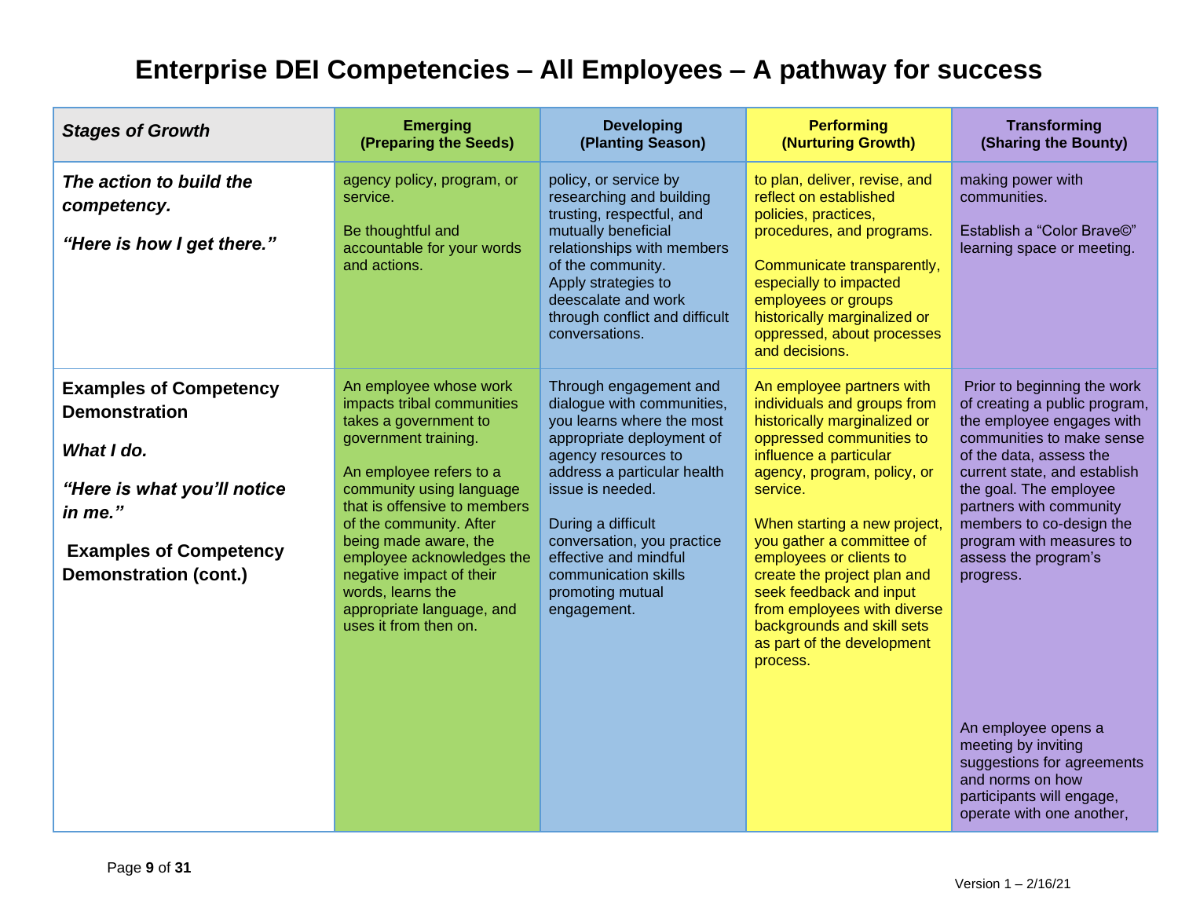# Enterprise DEI Competencies – All Employees – A pathway for success

| *Stages of Growth* | **Emerging (Preparing the Seeds)** | **Developing (Planting Season)** | **Performing (Nurturing Growth)** | **Transforming (Sharing the Bounty)** |
|---|---|---|---|---|
| ***The action to build the competency.*** <br><br> ***"Here is how I get there."*** | agency policy, program, or service. <br><br> Be thoughtful and accountable for your words and actions. | policy, or service by researching and building trusting, respectful, and mutually beneficial relationships with members of the community. <br> Apply strategies to deescalate and work through conflict and difficult conversations. | to plan, deliver, revise, and reflect on established policies, practices, procedures, and programs. <br><br> Communicate transparently, especially to impacted employees or groups historically marginalized or oppressed, about processes and decisions. | making power with communities. <br><br> Establish a "Color Brave©" learning space or meeting. |
| **Examples of Competency Demonstration** <br><br> ***What I do.*** <br><br> ***"Here is what you'll notice in me."*** <br><br> **Examples of Competency Demonstration (cont.)** | An employee whose work impacts tribal communities takes a government to government training. <br><br> An employee refers to a community using language that is offensive to members of the community. After being made aware, the employee acknowledges the negative impact of their words, learns the appropriate language, and uses it from then on. | Through engagement and dialogue with communities, you learns where the most appropriate deployment of agency resources to address a particular health issue is needed. <br><br> During a difficult conversation, you practice effective and mindful communication skills promoting mutual engagement. | An employee partners with individuals and groups from historically marginalized or oppressed communities to influence a particular agency, program, policy, or service. <br><br> When starting a new project, you gather a committee of employees or clients to create the project plan and seek feedback and input from employees with diverse backgrounds and skill sets as part of the development process. | Prior to beginning the work of creating a public program, the employee engages with communities to make sense of the data, assess the current state, and establish the goal. The employee partners with community members to co-design the program with measures to assess the program's progress. <br><br> An employee opens a meeting by inviting suggestions for agreements and norms on how participants will engage, operate with one another, |

Version 1 – 2/16/21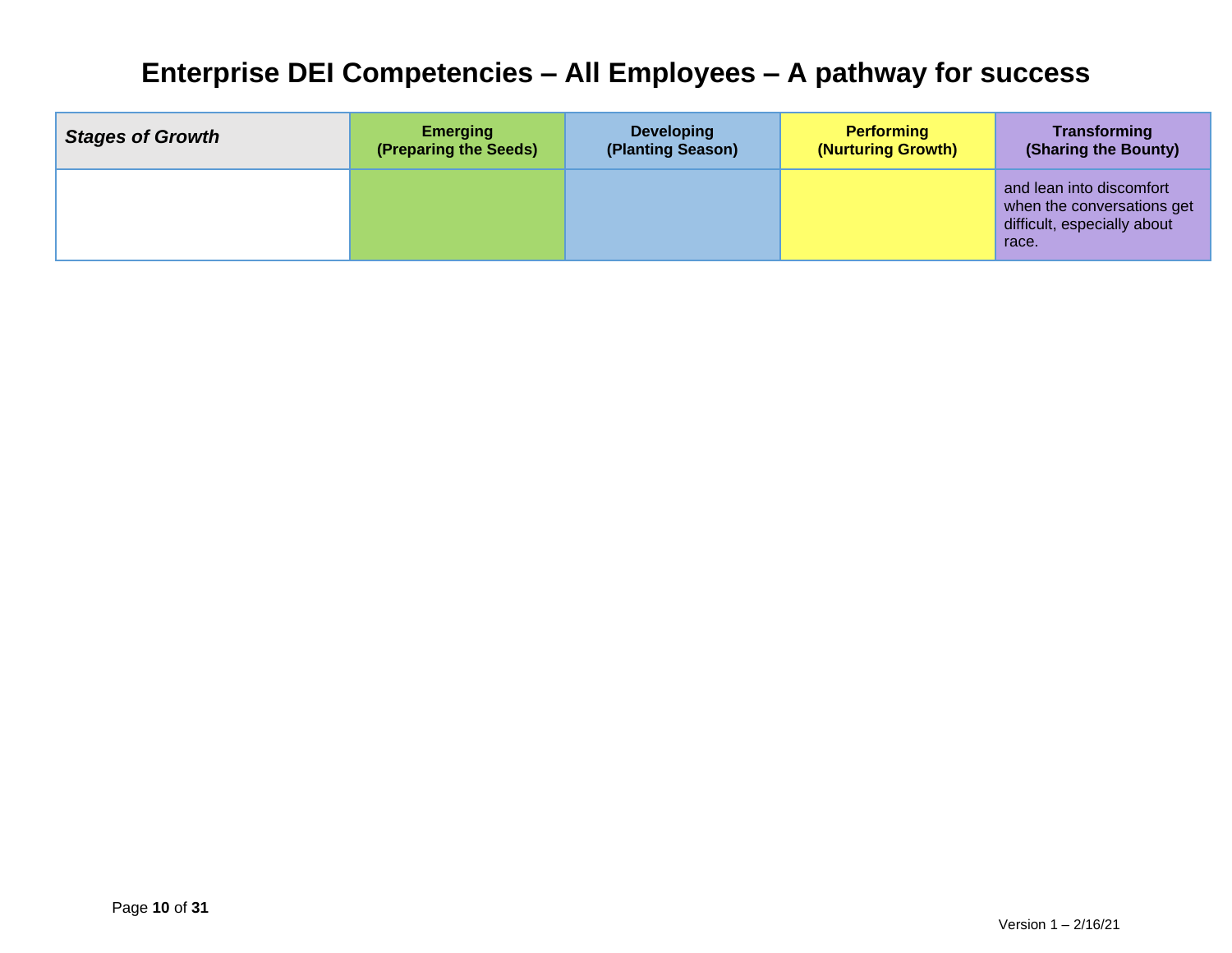# Enterprise DEI Competencies – All Employees – A pathway for success

| *Stages of Growth* | **Emerging (Preparing the Seeds)** | **Developing (Planting Season)** | **Performing (Nurturing Growth)** | **Transforming (Sharing the Bounty)** |
|---|---|---|---|---|
| | | | | and lean into discomfort when the conversations get difficult, especially about race. |

Version 1 – 2/16/21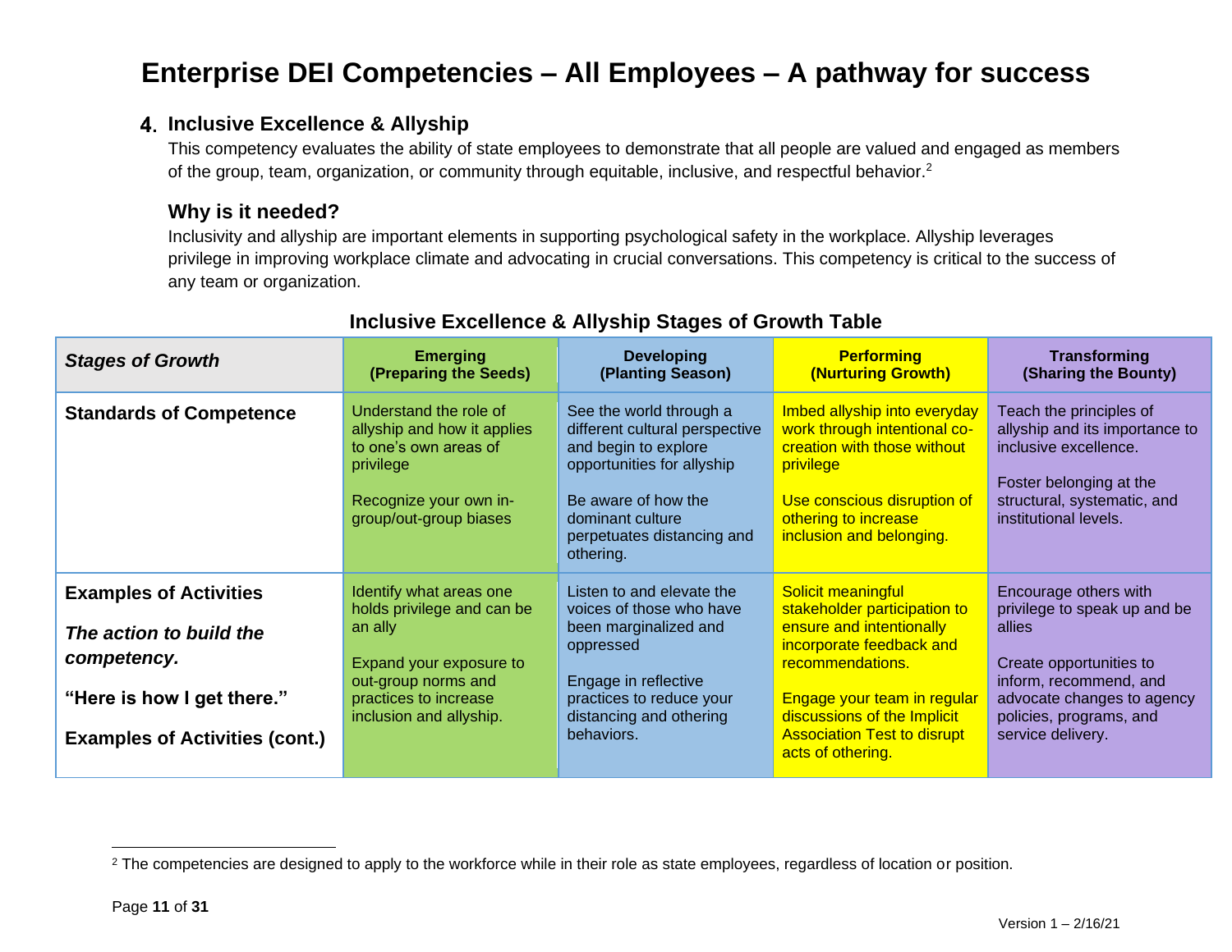# Enterprise DEI Competencies – All Employees – A pathway for success

## 4. Inclusive Excellence & Allyship

This competency evaluates the ability of state employees to demonstrate that all people are valued and engaged as members of the group, team, organization, or community through equitable, inclusive, and respectful behavior.[2]

### Why is it needed?

Inclusivity and allyship are important elements in supporting psychological safety in the workplace. Allyship leverages privilege in improving workplace climate and advocating in crucial conversations. This competency is critical to the success of any team or organization.

**Inclusive Excellence & Allyship Stages of Growth Table**

| ***Stages of Growth*** | **Emerging (Preparing the Seeds)** | **Developing (Planting Season)** | **Performing (Nurturing Growth)** | **Transforming (Sharing the Bounty)** |
|---|---|---|---|---|
| **Standards of Competence** | Understand the role of allyship and how it applies to one's own areas of privilege<br><br>Recognize your own in-group/out-group biases | See the world through a different cultural perspective and begin to explore opportunities for allyship<br><br>Be aware of how the dominant culture perpetuates distancing and othering. | Imbed allyship into everyday work through intentional co-creation with those without privilege<br><br>Use conscious disruption of othering to increase inclusion and belonging. | Teach the principles of allyship and its importance to inclusive excellence.<br><br>Foster belonging at the structural, systematic, and institutional levels. |
| **Examples of Activities**<br><br>***The action to build the competency.***<br><br>**"Here is how I get there."**<br><br>**Examples of Activities (cont.)** | Identify what areas one holds privilege and can be an ally<br><br>Expand your exposure to out-group norms and practices to increase inclusion and allyship. | Listen to and elevate the voices of those who have been marginalized and oppressed<br><br>Engage in reflective practices to reduce your distancing and othering behaviors. | Solicit meaningful stakeholder participation to ensure and intentionally incorporate feedback and recommendations.<br><br>Engage your team in regular discussions of the Implicit Association Test to disrupt acts of othering. | Encourage others with privilege to speak up and be allies<br><br>Create opportunities to inform, recommend, and advocate changes to agency policies, programs, and service delivery. |

[2] The competencies are designed to apply to the workforce while in their role as state employees, regardless of location or position.

Version 1 – 2/16/21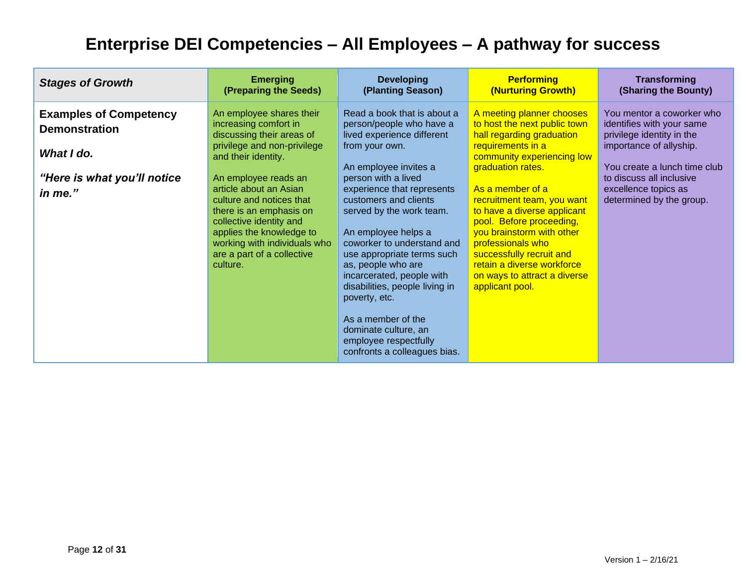# Enterprise DEI Competencies – All Employees – A pathway for success

| *Stages of Growth* | Emerging (Preparing the Seeds) | Developing (Planting Season) | Performing (Nurturing Growth) | Transforming (Sharing the Bounty) |
|---|---|---|---|---|
| **Examples of Competency Demonstration**<br><br>***What I do.***<br><br>***"Here is what you'll notice in me."*** | An employee shares their increasing comfort in discussing their areas of privilege and non-privilege and their identity.<br><br>An employee reads an article about an Asian culture and notices that there is an emphasis on collective identity and applies the knowledge to working with individuals who are a part of a collective culture. | Read a book that is about a person/people who have a lived experience different from your own.<br><br>An employee invites a person with a lived experience that represents customers and clients served by the work team.<br><br>An employee helps a coworker to understand and use appropriate terms such as, people who are incarcerated, people with disabilities, people living in poverty, etc.<br><br>As a member of the dominate culture, an employee respectfully confronts a colleagues bias. | A meeting planner chooses to host the next public town hall regarding graduation requirements in a community experiencing low graduation rates.<br><br>As a member of a recruitment team, you want to have a diverse applicant pool. Before proceeding, you brainstorm with other professionals who successfully recruit and retain a diverse workforce on ways to attract a diverse applicant pool. | You mentor a coworker who identifies with your same privilege identity in the importance of allyship.<br><br>You create a lunch time club to discuss all inclusive excellence topics as determined by the group. |

Version 1 – 2/16/21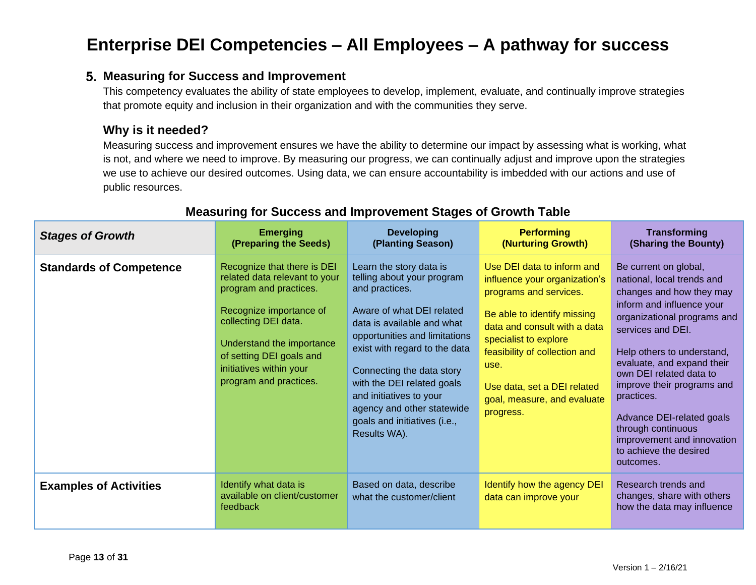# Enterprise DEI Competencies – All Employees – A pathway for success

## 5. Measuring for Success and Improvement

This competency evaluates the ability of state employees to develop, implement, evaluate, and continually improve strategies that promote equity and inclusion in their organization and with the communities they serve.

### Why is it needed?

Measuring success and improvement ensures we have the ability to determine our impact by assessing what is working, what is not, and where we need to improve. By measuring our progress, we can continually adjust and improve upon the strategies we use to achieve our desired outcomes. Using data, we can ensure accountability is imbedded with our actions and use of public resources.

### Measuring for Success and Improvement Stages of Growth Table

| *Stages of Growth* | Emerging (Preparing the Seeds) | Developing (Planting Season) | Performing (Nurturing Growth) | Transforming (Sharing the Bounty) |
|---|---|---|---|---|
| **Standards of Competence** | Recognize that there is DEI related data relevant to your program and practices.<br><br>Recognize importance of collecting DEI data.<br><br>Understand the importance of setting DEI goals and initiatives within your program and practices. | Learn the story data is telling about your program and practices.<br><br>Aware of what DEI related data is available and what opportunities and limitations exist with regard to the data<br><br>Connecting the data story with the DEI related goals and initiatives to your agency and other statewide goals and initiatives (i.e., Results WA). | Use DEI data to inform and influence your organization's programs and services.<br><br>Be able to identify missing data and consult with a data specialist to explore feasibility of collection and use.<br><br>Use data, set a DEI related goal, measure, and evaluate progress. | Be current on global, national, local trends and changes and how they may inform and influence your organizational programs and services and DEI.<br><br>Help others to understand, evaluate, and expand their own DEI related data to improve their programs and practices.<br><br>Advance DEI-related goals through continuous improvement and innovation to achieve the desired outcomes. |
| **Examples of Activities** | Identify what data is available on client/customer feedback | Based on data, describe what the customer/client | Identify how the agency DEI data can improve your | Research trends and changes, share with others how the data may influence |

Version 1 – 2/16/21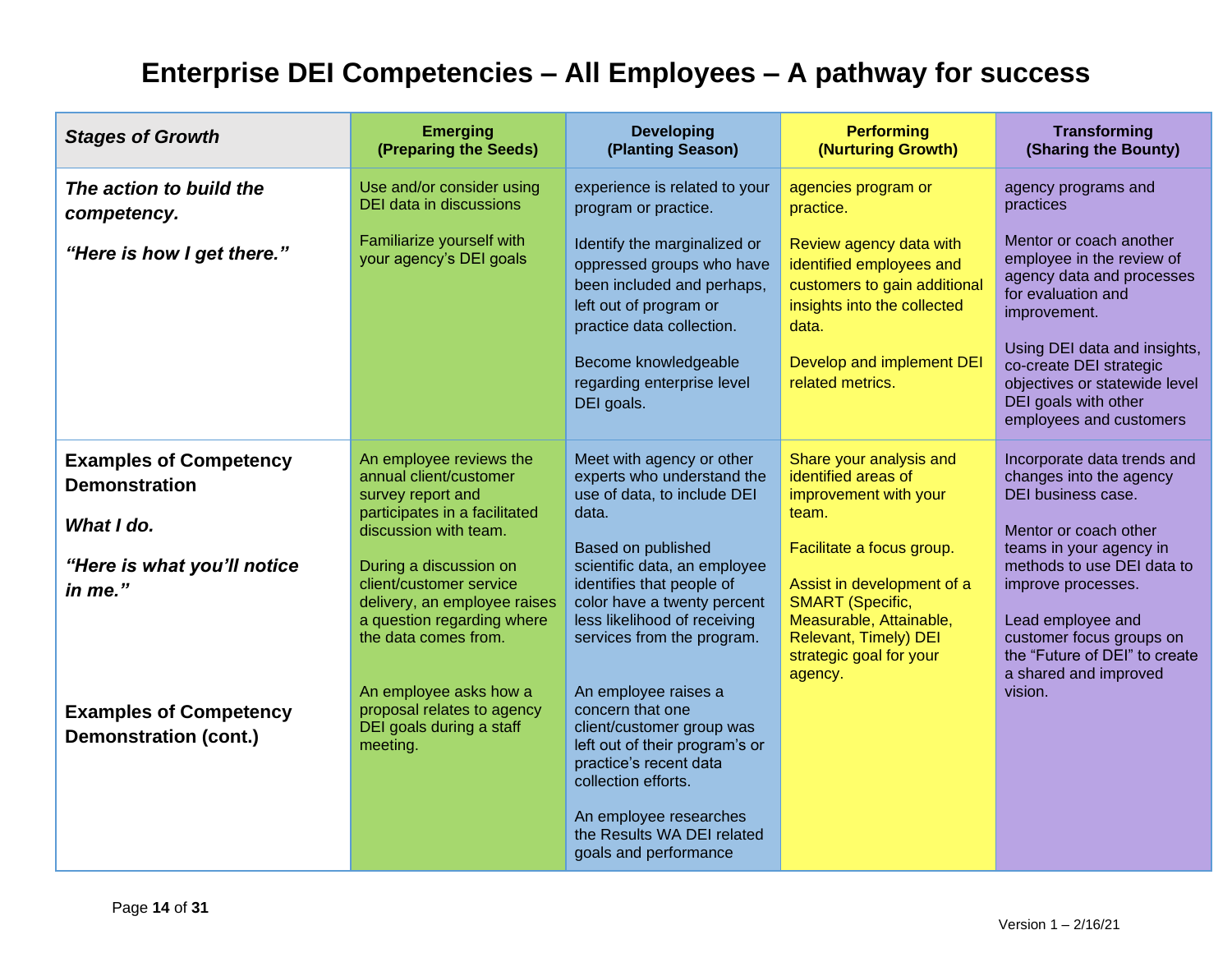# Enterprise DEI Competencies – All Employees – A pathway for success

| *Stages of Growth* | **Emerging (Preparing the Seeds)** | **Developing (Planting Season)** | **Performing (Nurturing Growth)** | **Transforming (Sharing the Bounty)** |
|---|---|---|---|---|
| ***The action to build the competency.*** <br><br> ***"Here is how I get there."*** | Use and/or consider using DEI data in discussions <br><br> Familiarize yourself with your agency's DEI goals | experience is related to your program or practice. <br><br> Identify the marginalized or oppressed groups who have been included and perhaps, left out of program or practice data collection. <br><br> Become knowledgeable regarding enterprise level DEI goals. | agencies program or practice. <br><br> Review agency data with identified employees and customers to gain additional insights into the collected data. <br><br> Develop and implement DEI related metrics. | agency programs and practices <br><br> Mentor or coach another employee in the review of agency data and processes for evaluation and improvement. <br><br> Using DEI data and insights, co-create DEI strategic objectives or statewide level DEI goals with other employees and customers |
| **Examples of Competency Demonstration** <br><br> ***What I do.*** <br><br> ***"Here is what you'll notice in me."*** | An employee reviews the annual client/customer survey report and participates in a facilitated discussion with team. <br><br> During a discussion on client/customer service delivery, an employee raises a question regarding where the data comes from. | Meet with agency or other experts who understand the use of data, to include DEI data. <br><br> Based on published scientific data, an employee identifies that people of color have a twenty percent less likelihood of receiving services from the program. | Share your analysis and identified areas of improvement with your team. <br><br> Facilitate a focus group. <br><br> Assist in development of a SMART (Specific, Measurable, Attainable, Relevant, Timely) DEI strategic goal for your agency. | Incorporate data trends and changes into the agency DEI business case. <br><br> Mentor or coach other teams in your agency in methods to use DEI data to improve processes. <br><br> Lead employee and customer focus groups on the "Future of DEI" to create a shared and improved vision. |
| **Examples of Competency Demonstration (cont.)** | An employee asks how a proposal relates to agency DEI goals during a staff meeting. | An employee raises a concern that one client/customer group was left out of their program's or practice's recent data collection efforts. <br><br> An employee researches the Results WA DEI related goals and performance | | |

Version 1 – 2/16/21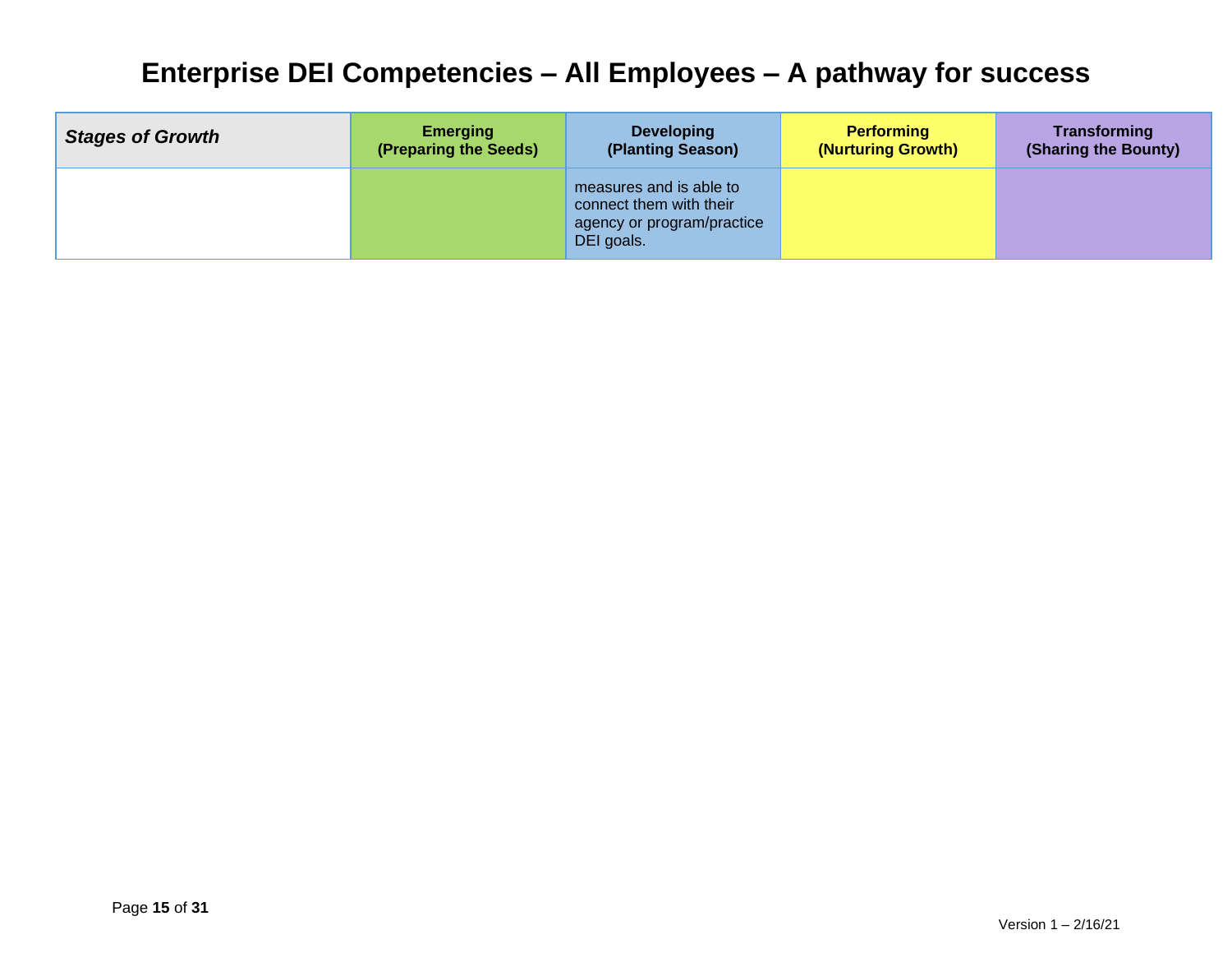# Enterprise DEI Competencies – All Employees – A pathway for success

| *Stages of Growth* | Emerging (Preparing the Seeds) | Developing (Planting Season) | Performing (Nurturing Growth) | Transforming (Sharing the Bounty) |
|---|---|---|---|---|
| | | measures and is able to connect them with their agency or program/practice DEI goals. | | |

Version 1 – 2/16/21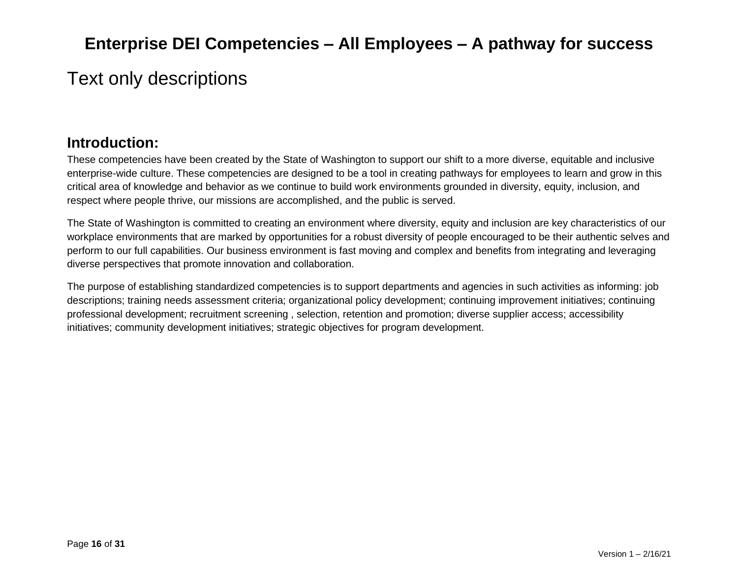# Enterprise DEI Competencies – All Employees – A pathway for success

## Text only descriptions

### Introduction:

These competencies have been created by the State of Washington to support our shift to a more diverse, equitable and inclusive enterprise-wide culture. These competencies are designed to be a tool in creating pathways for employees to learn and grow in this critical area of knowledge and behavior as we continue to build work environments grounded in diversity, equity, inclusion, and respect where people thrive, our missions are accomplished, and the public is served.

The State of Washington is committed to creating an environment where diversity, equity and inclusion are key characteristics of our workplace environments that are marked by opportunities for a robust diversity of people encouraged to be their authentic selves and perform to our full capabilities. Our business environment is fast moving and complex and benefits from integrating and leveraging diverse perspectives that promote innovation and collaboration.

The purpose of establishing standardized competencies is to support departments and agencies in such activities as informing: job descriptions; training needs assessment criteria; organizational policy development; continuing improvement initiatives; continuing professional development; recruitment screening , selection, retention and promotion; diverse supplier access; accessibility initiatives; community development initiatives; strategic objectives for program development.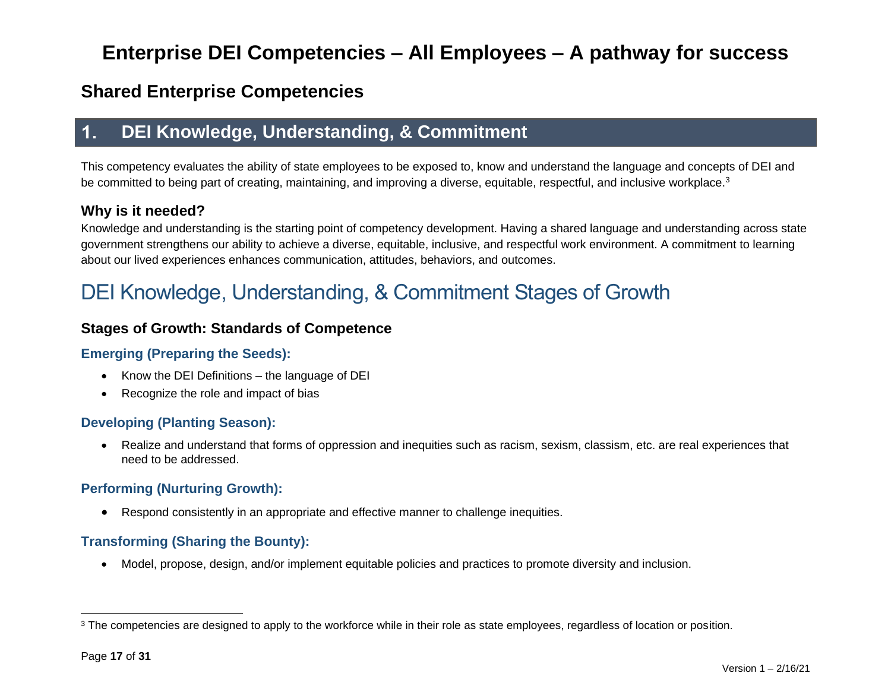# Enterprise DEI Competencies – All Employees – A pathway for success

## Shared Enterprise Competencies

## 1. DEI Knowledge, Understanding, & Commitment

This competency evaluates the ability of state employees to be exposed to, know and understand the language and concepts of DEI and be committed to being part of creating, maintaining, and improving a diverse, equitable, respectful, and inclusive workplace.[3]

### Why is it needed?

Knowledge and understanding is the starting point of competency development. Having a shared language and understanding across state government strengthens our ability to achieve a diverse, equitable, inclusive, and respectful work environment. A commitment to learning about our lived experiences enhances communication, attitudes, behaviors, and outcomes.

## DEI Knowledge, Understanding, & Commitment Stages of Growth

### Stages of Growth: Standards of Competence

#### Emerging (Preparing the Seeds):

- Know the DEI Definitions – the language of DEI
- Recognize the role and impact of bias

#### Developing (Planting Season):

- Realize and understand that forms of oppression and inequities such as racism, sexism, classism, etc. are real experiences that need to be addressed.

#### Performing (Nurturing Growth):

- Respond consistently in an appropriate and effective manner to challenge inequities.

#### Transforming (Sharing the Bounty):

- Model, propose, design, and/or implement equitable policies and practices to promote diversity and inclusion.

---

[3] The competencies are designed to apply to the workforce while in their role as state employees, regardless of location or position.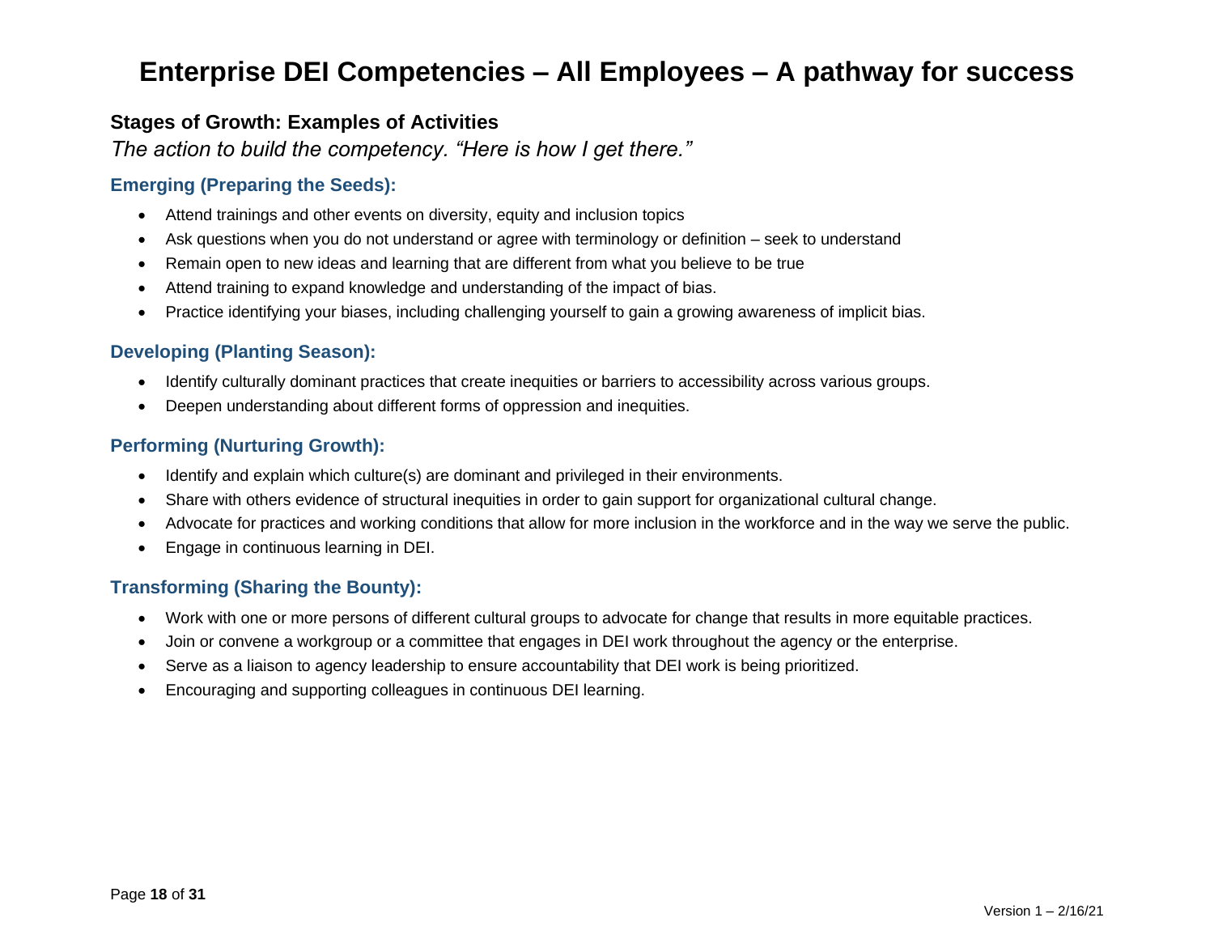# Enterprise DEI Competencies – All Employees – A pathway for success

## Stages of Growth: Examples of Activities

*The action to build the competency. "Here is how I get there."*

### Emerging (Preparing the Seeds):

- Attend trainings and other events on diversity, equity and inclusion topics
- Ask questions when you do not understand or agree with terminology or definition – seek to understand
- Remain open to new ideas and learning that are different from what you believe to be true
- Attend training to expand knowledge and understanding of the impact of bias.
- Practice identifying your biases, including challenging yourself to gain a growing awareness of implicit bias.

### Developing (Planting Season):

- Identify culturally dominant practices that create inequities or barriers to accessibility across various groups.
- Deepen understanding about different forms of oppression and inequities.

### Performing (Nurturing Growth):

- Identify and explain which culture(s) are dominant and privileged in their environments.
- Share with others evidence of structural inequities in order to gain support for organizational cultural change.
- Advocate for practices and working conditions that allow for more inclusion in the workforce and in the way we serve the public.
- Engage in continuous learning in DEI.

### Transforming (Sharing the Bounty):

- Work with one or more persons of different cultural groups to advocate for change that results in more equitable practices.
- Join or convene a workgroup or a committee that engages in DEI work throughout the agency or the enterprise.
- Serve as a liaison to agency leadership to ensure accountability that DEI work is being prioritized.
- Encouraging and supporting colleagues in continuous DEI learning.

Version 1 – 2/16/21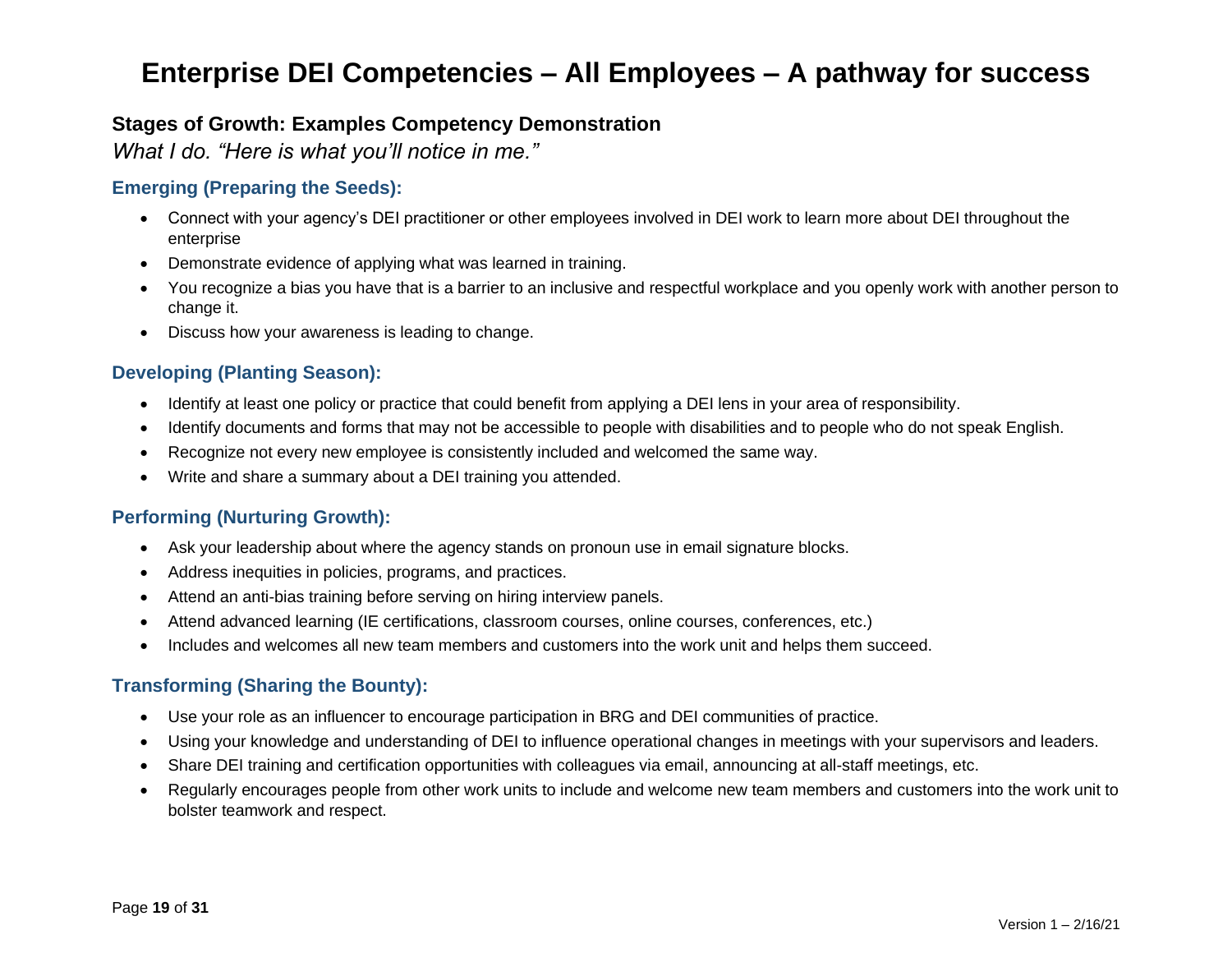# Enterprise DEI Competencies – All Employees – A pathway for success

## Stages of Growth: Examples Competency Demonstration

*What I do. "Here is what you'll notice in me."*

### Emerging (Preparing the Seeds):

- Connect with your agency's DEI practitioner or other employees involved in DEI work to learn more about DEI throughout the enterprise
- Demonstrate evidence of applying what was learned in training.
- You recognize a bias you have that is a barrier to an inclusive and respectful workplace and you openly work with another person to change it.
- Discuss how your awareness is leading to change.

### Developing (Planting Season):

- Identify at least one policy or practice that could benefit from applying a DEI lens in your area of responsibility.
- Identify documents and forms that may not be accessible to people with disabilities and to people who do not speak English.
- Recognize not every new employee is consistently included and welcomed the same way.
- Write and share a summary about a DEI training you attended.

### Performing (Nurturing Growth):

- Ask your leadership about where the agency stands on pronoun use in email signature blocks.
- Address inequities in policies, programs, and practices.
- Attend an anti-bias training before serving on hiring interview panels.
- Attend advanced learning (IE certifications, classroom courses, online courses, conferences, etc.)
- Includes and welcomes all new team members and customers into the work unit and helps them succeed.

### Transforming (Sharing the Bounty):

- Use your role as an influencer to encourage participation in BRG and DEI communities of practice.
- Using your knowledge and understanding of DEI to influence operational changes in meetings with your supervisors and leaders.
- Share DEI training and certification opportunities with colleagues via email, announcing at all-staff meetings, etc.
- Regularly encourages people from other work units to include and welcome new team members and customers into the work unit to bolster teamwork and respect.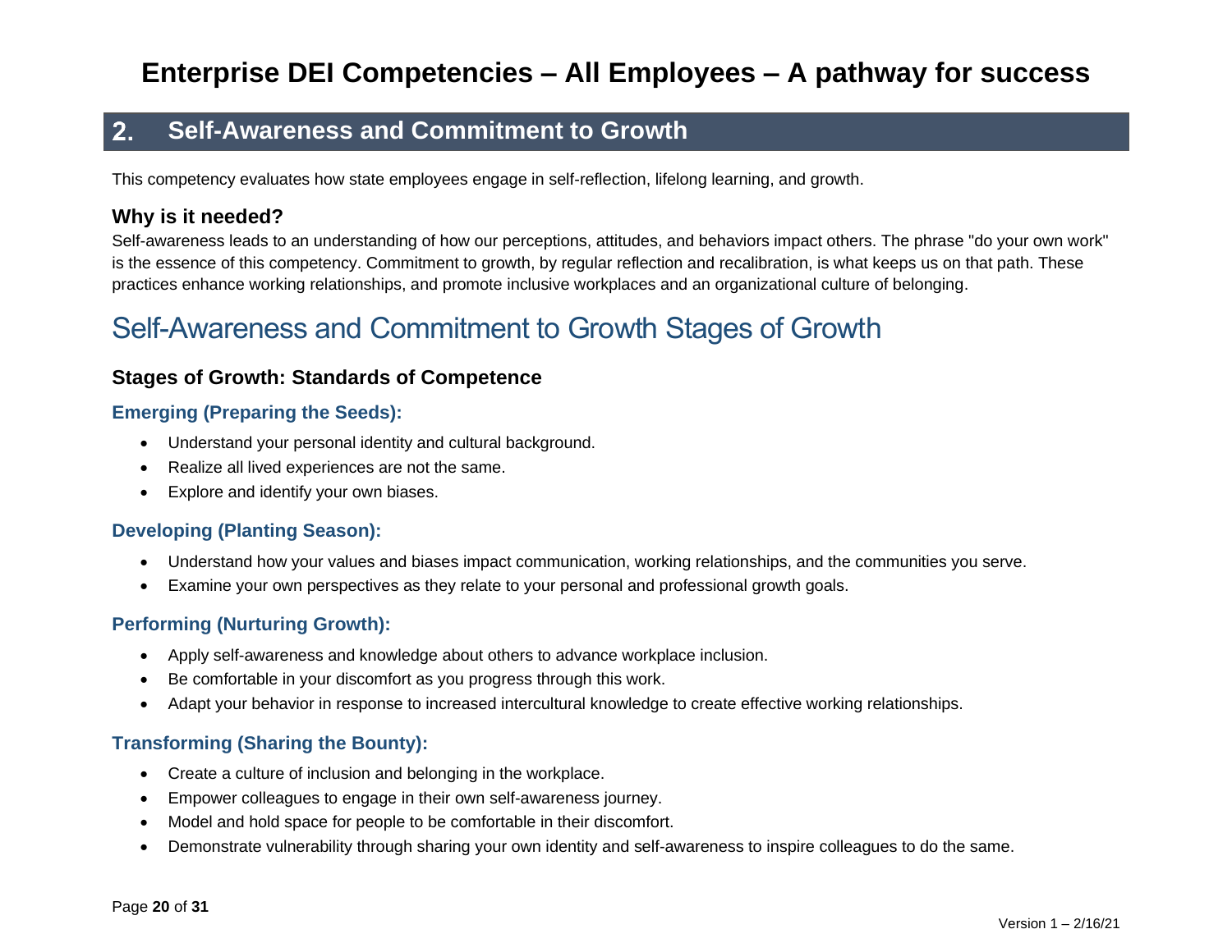# Enterprise DEI Competencies – All Employees – A pathway for success

## 2. Self-Awareness and Commitment to Growth

This competency evaluates how state employees engage in self-reflection, lifelong learning, and growth.

### Why is it needed?

Self-awareness leads to an understanding of how our perceptions, attitudes, and behaviors impact others. The phrase "do your own work" is the essence of this competency. Commitment to growth, by regular reflection and recalibration, is what keeps us on that path. These practices enhance working relationships, and promote inclusive workplaces and an organizational culture of belonging.

## Self-Awareness and Commitment to Growth Stages of Growth

### Stages of Growth: Standards of Competence

#### Emerging (Preparing the Seeds):

- Understand your personal identity and cultural background.
- Realize all lived experiences are not the same.
- Explore and identify your own biases.

#### Developing (Planting Season):

- Understand how your values and biases impact communication, working relationships, and the communities you serve.
- Examine your own perspectives as they relate to your personal and professional growth goals.

#### Performing (Nurturing Growth):

- Apply self-awareness and knowledge about others to advance workplace inclusion.
- Be comfortable in your discomfort as you progress through this work.
- Adapt your behavior in response to increased intercultural knowledge to create effective working relationships.

#### Transforming (Sharing the Bounty):

- Create a culture of inclusion and belonging in the workplace.
- Empower colleagues to engage in their own self-awareness journey.
- Model and hold space for people to be comfortable in their discomfort.
- Demonstrate vulnerability through sharing your own identity and self-awareness to inspire colleagues to do the same.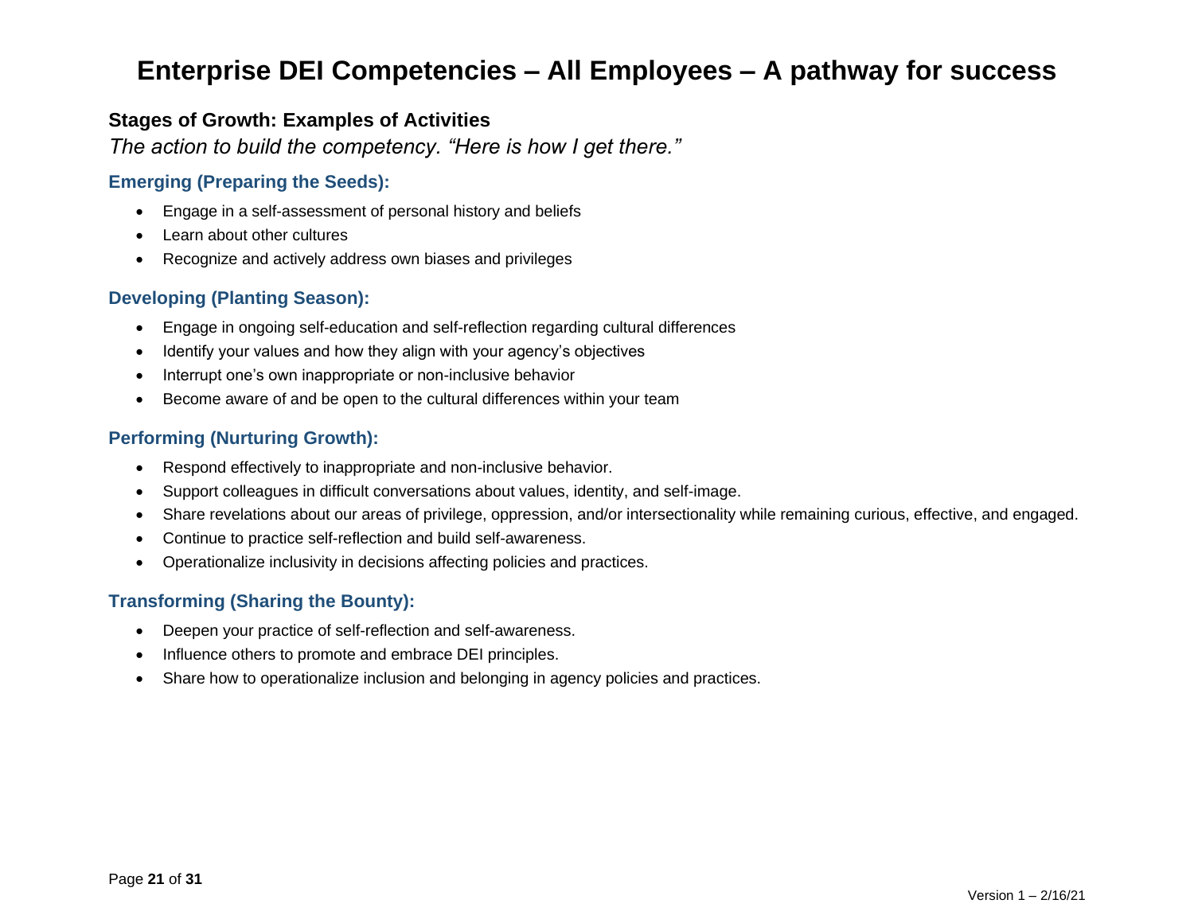# Enterprise DEI Competencies – All Employees – A pathway for success

## Stages of Growth: Examples of Activities

*The action to build the competency. "Here is how I get there."*

### Emerging (Preparing the Seeds):

- Engage in a self-assessment of personal history and beliefs
- Learn about other cultures
- Recognize and actively address own biases and privileges

### Developing (Planting Season):

- Engage in ongoing self-education and self-reflection regarding cultural differences
- Identify your values and how they align with your agency's objectives
- Interrupt one's own inappropriate or non-inclusive behavior
- Become aware of and be open to the cultural differences within your team

### Performing (Nurturing Growth):

- Respond effectively to inappropriate and non-inclusive behavior.
- Support colleagues in difficult conversations about values, identity, and self-image.
- Share revelations about our areas of privilege, oppression, and/or intersectionality while remaining curious, effective, and engaged.
- Continue to practice self-reflection and build self-awareness.
- Operationalize inclusivity in decisions affecting policies and practices.

### Transforming (Sharing the Bounty):

- Deepen your practice of self-reflection and self-awareness.
- Influence others to promote and embrace DEI principles.
- Share how to operationalize inclusion and belonging in agency policies and practices.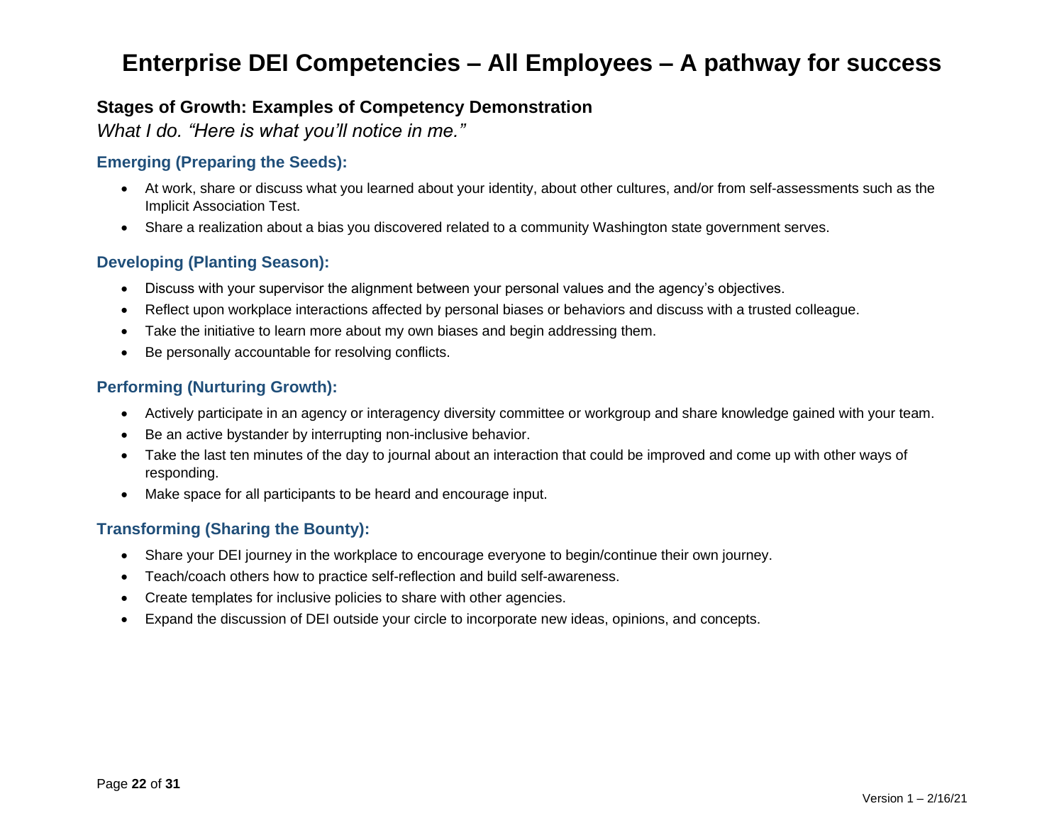# Enterprise DEI Competencies – All Employees – A pathway for success

## Stages of Growth: Examples of Competency Demonstration

*What I do. "Here is what you'll notice in me."*

### Emerging (Preparing the Seeds):

- At work, share or discuss what you learned about your identity, about other cultures, and/or from self-assessments such as the Implicit Association Test.
- Share a realization about a bias you discovered related to a community Washington state government serves.

### Developing (Planting Season):

- Discuss with your supervisor the alignment between your personal values and the agency's objectives.
- Reflect upon workplace interactions affected by personal biases or behaviors and discuss with a trusted colleague.
- Take the initiative to learn more about my own biases and begin addressing them.
- Be personally accountable for resolving conflicts.

### Performing (Nurturing Growth):

- Actively participate in an agency or interagency diversity committee or workgroup and share knowledge gained with your team.
- Be an active bystander by interrupting non-inclusive behavior.
- Take the last ten minutes of the day to journal about an interaction that could be improved and come up with other ways of responding.
- Make space for all participants to be heard and encourage input.

### Transforming (Sharing the Bounty):

- Share your DEI journey in the workplace to encourage everyone to begin/continue their own journey.
- Teach/coach others how to practice self-reflection and build self-awareness.
- Create templates for inclusive policies to share with other agencies.
- Expand the discussion of DEI outside your circle to incorporate new ideas, opinions, and concepts.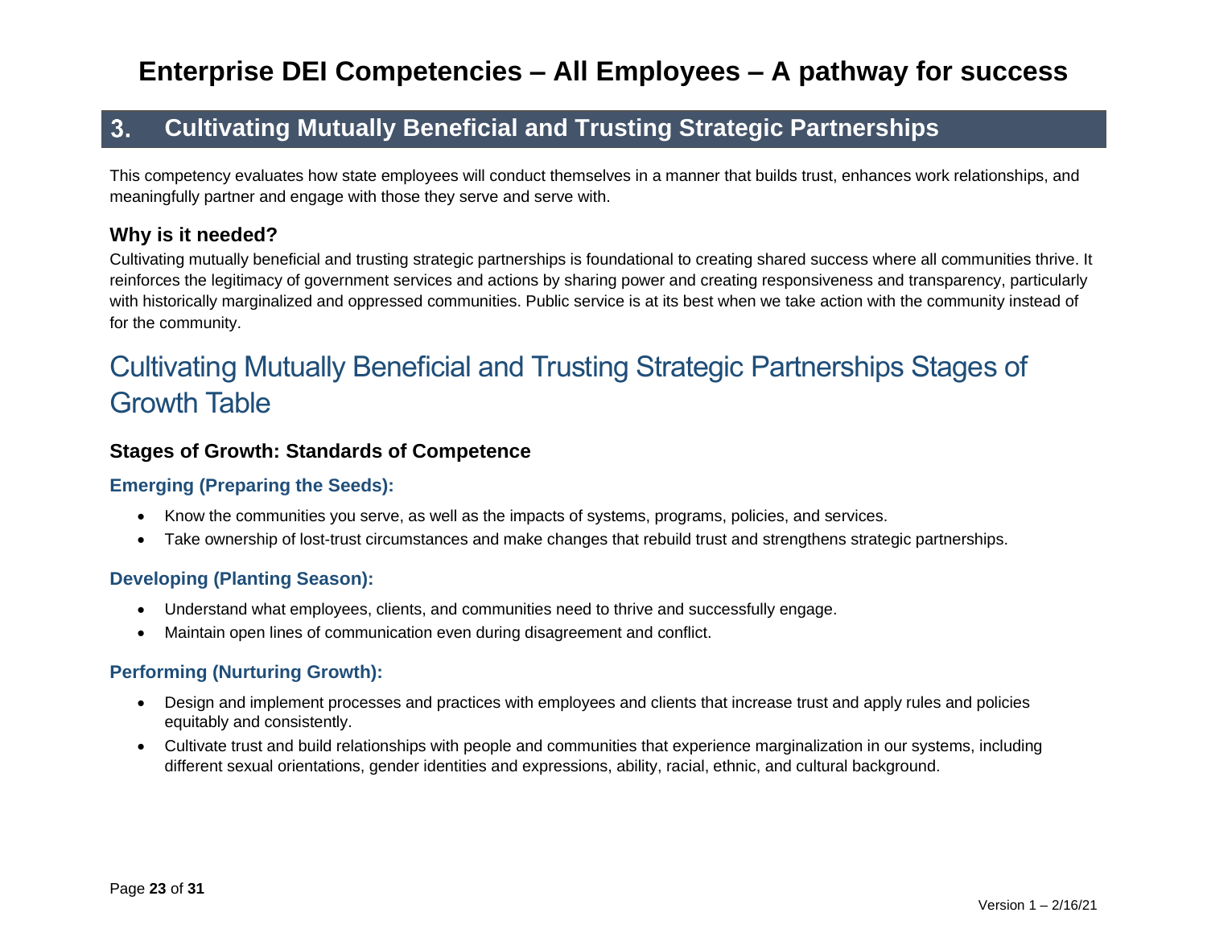# Enterprise DEI Competencies – All Employees – A pathway for success

## 3. Cultivating Mutually Beneficial and Trusting Strategic Partnerships

This competency evaluates how state employees will conduct themselves in a manner that builds trust, enhances work relationships, and meaningfully partner and engage with those they serve and serve with.

### Why is it needed?

Cultivating mutually beneficial and trusting strategic partnerships is foundational to creating shared success where all communities thrive. It reinforces the legitimacy of government services and actions by sharing power and creating responsiveness and transparency, particularly with historically marginalized and oppressed communities. Public service is at its best when we take action with the community instead of for the community.

## Cultivating Mutually Beneficial and Trusting Strategic Partnerships Stages of Growth Table

### Stages of Growth: Standards of Competence

#### Emerging (Preparing the Seeds):

- Know the communities you serve, as well as the impacts of systems, programs, policies, and services.
- Take ownership of lost-trust circumstances and make changes that rebuild trust and strengthens strategic partnerships.

#### Developing (Planting Season):

- Understand what employees, clients, and communities need to thrive and successfully engage.
- Maintain open lines of communication even during disagreement and conflict.

#### Performing (Nurturing Growth):

- Design and implement processes and practices with employees and clients that increase trust and apply rules and policies equitably and consistently.
- Cultivate trust and build relationships with people and communities that experience marginalization in our systems, including different sexual orientations, gender identities and expressions, ability, racial, ethnic, and cultural background.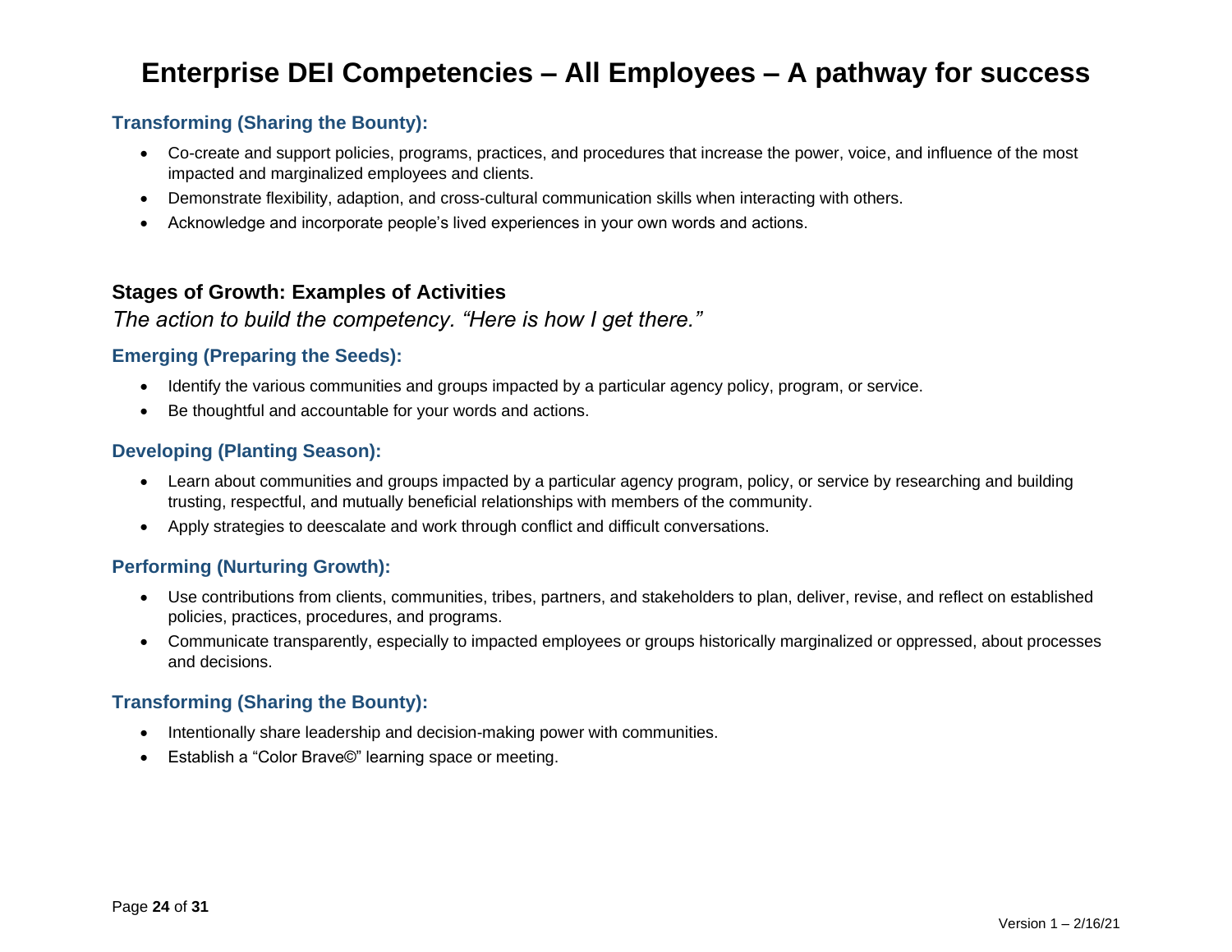# Enterprise DEI Competencies – All Employees – A pathway for success

### Transforming (Sharing the Bounty):

- Co-create and support policies, programs, practices, and procedures that increase the power, voice, and influence of the most impacted and marginalized employees and clients.
- Demonstrate flexibility, adaption, and cross-cultural communication skills when interacting with others.
- Acknowledge and incorporate people's lived experiences in your own words and actions.

## Stages of Growth: Examples of Activities

*The action to build the competency. "Here is how I get there."*

### Emerging (Preparing the Seeds):

- Identify the various communities and groups impacted by a particular agency policy, program, or service.
- Be thoughtful and accountable for your words and actions.

### Developing (Planting Season):

- Learn about communities and groups impacted by a particular agency program, policy, or service by researching and building trusting, respectful, and mutually beneficial relationships with members of the community.
- Apply strategies to deescalate and work through conflict and difficult conversations.

### Performing (Nurturing Growth):

- Use contributions from clients, communities, tribes, partners, and stakeholders to plan, deliver, revise, and reflect on established policies, practices, procedures, and programs.
- Communicate transparently, especially to impacted employees or groups historically marginalized or oppressed, about processes and decisions.

### Transforming (Sharing the Bounty):

- Intentionally share leadership and decision-making power with communities.
- Establish a "Color Brave©" learning space or meeting.

Version 1 – 2/16/21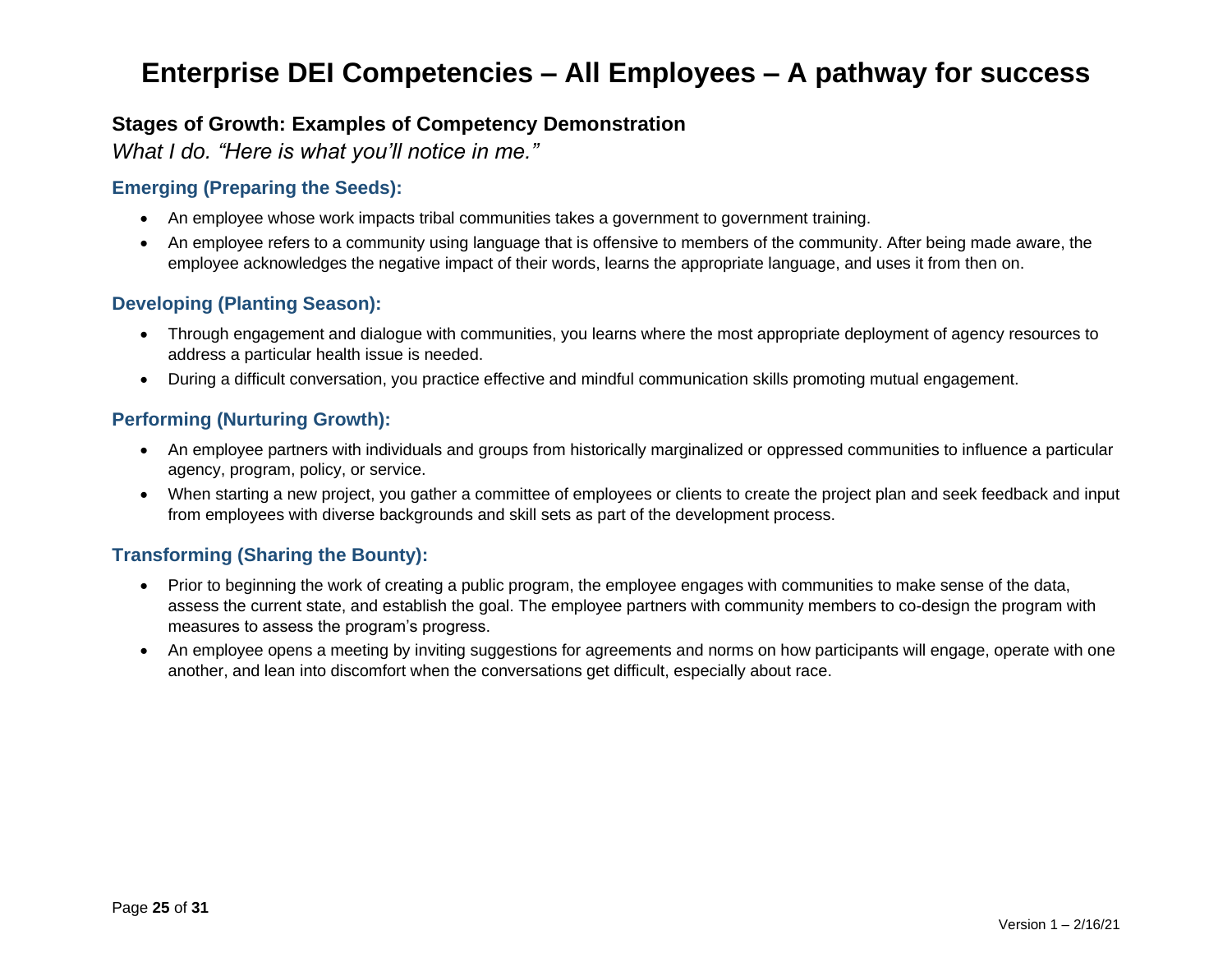# Enterprise DEI Competencies – All Employees – A pathway for success

## Stages of Growth: Examples of Competency Demonstration

*What I do. "Here is what you'll notice in me."*

### Emerging (Preparing the Seeds):

- An employee whose work impacts tribal communities takes a government to government training.
- An employee refers to a community using language that is offensive to members of the community. After being made aware, the employee acknowledges the negative impact of their words, learns the appropriate language, and uses it from then on.

### Developing (Planting Season):

- Through engagement and dialogue with communities, you learns where the most appropriate deployment of agency resources to address a particular health issue is needed.
- During a difficult conversation, you practice effective and mindful communication skills promoting mutual engagement.

### Performing (Nurturing Growth):

- An employee partners with individuals and groups from historically marginalized or oppressed communities to influence a particular agency, program, policy, or service.
- When starting a new project, you gather a committee of employees or clients to create the project plan and seek feedback and input from employees with diverse backgrounds and skill sets as part of the development process.

### Transforming (Sharing the Bounty):

- Prior to beginning the work of creating a public program, the employee engages with communities to make sense of the data, assess the current state, and establish the goal. The employee partners with community members to co-design the program with measures to assess the program's progress.
- An employee opens a meeting by inviting suggestions for agreements and norms on how participants will engage, operate with one another, and lean into discomfort when the conversations get difficult, especially about race.

Version 1 – 2/16/21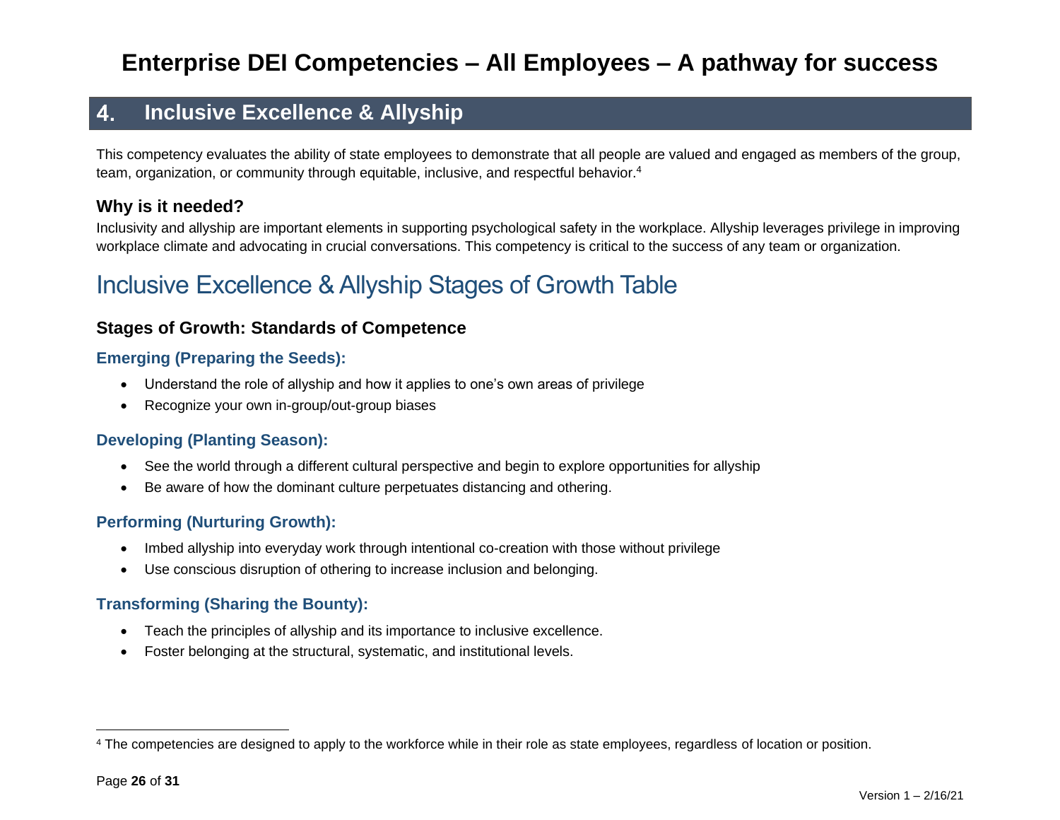# Enterprise DEI Competencies – All Employees – A pathway for success

## 4. Inclusive Excellence & Allyship

This competency evaluates the ability of state employees to demonstrate that all people are valued and engaged as members of the group, team, organization, or community through equitable, inclusive, and respectful behavior.[4]

### Why is it needed?

Inclusivity and allyship are important elements in supporting psychological safety in the workplace. Allyship leverages privilege in improving workplace climate and advocating in crucial conversations. This competency is critical to the success of any team or organization.

## Inclusive Excellence & Allyship Stages of Growth Table

### Stages of Growth: Standards of Competence

#### Emerging (Preparing the Seeds):

- Understand the role of allyship and how it applies to one's own areas of privilege
- Recognize your own in-group/out-group biases

#### Developing (Planting Season):

- See the world through a different cultural perspective and begin to explore opportunities for allyship
- Be aware of how the dominant culture perpetuates distancing and othering.

#### Performing (Nurturing Growth):

- Imbed allyship into everyday work through intentional co-creation with those without privilege
- Use conscious disruption of othering to increase inclusion and belonging.

#### Transforming (Sharing the Bounty):

- Teach the principles of allyship and its importance to inclusive excellence.
- Foster belonging at the structural, systematic, and institutional levels.

---

[4] The competencies are designed to apply to the workforce while in their role as state employees, regardless of location or position.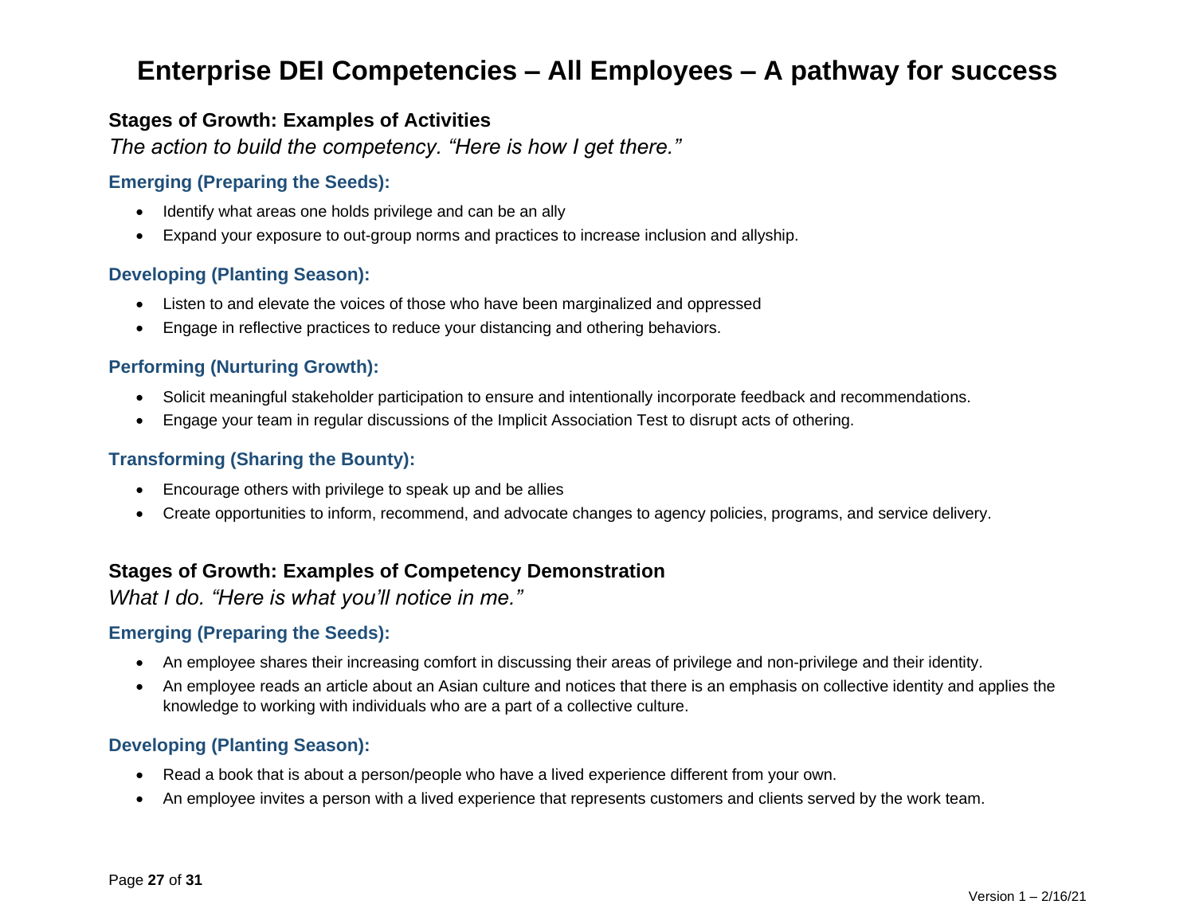# Enterprise DEI Competencies – All Employees – A pathway for success

## Stages of Growth: Examples of Activities

*The action to build the competency. "Here is how I get there."*

### Emerging (Preparing the Seeds):

- Identify what areas one holds privilege and can be an ally
- Expand your exposure to out-group norms and practices to increase inclusion and allyship.

### Developing (Planting Season):

- Listen to and elevate the voices of those who have been marginalized and oppressed
- Engage in reflective practices to reduce your distancing and othering behaviors.

### Performing (Nurturing Growth):

- Solicit meaningful stakeholder participation to ensure and intentionally incorporate feedback and recommendations.
- Engage your team in regular discussions of the Implicit Association Test to disrupt acts of othering.

### Transforming (Sharing the Bounty):

- Encourage others with privilege to speak up and be allies
- Create opportunities to inform, recommend, and advocate changes to agency policies, programs, and service delivery.

## Stages of Growth: Examples of Competency Demonstration

*What I do. "Here is what you'll notice in me."*

### Emerging (Preparing the Seeds):

- An employee shares their increasing comfort in discussing their areas of privilege and non-privilege and their identity.
- An employee reads an article about an Asian culture and notices that there is an emphasis on collective identity and applies the knowledge to working with individuals who are a part of a collective culture.

### Developing (Planting Season):

- Read a book that is about a person/people who have a lived experience different from your own.
- An employee invites a person with a lived experience that represents customers and clients served by the work team.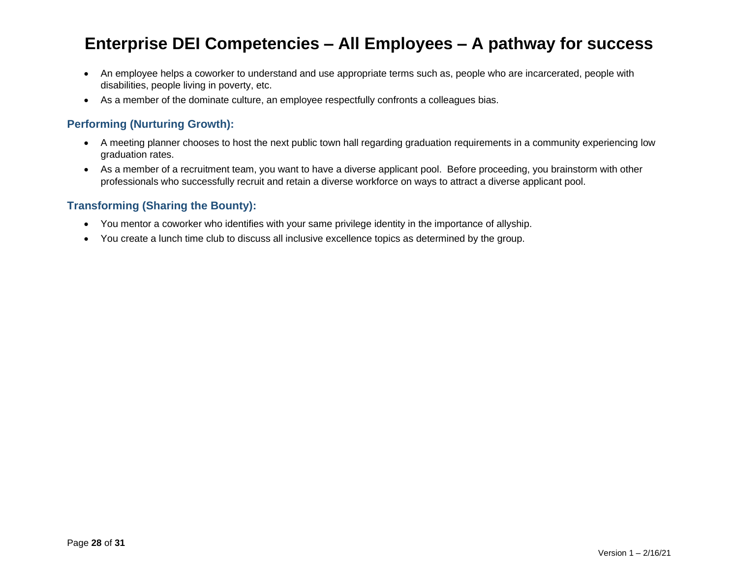# Enterprise DEI Competencies – All Employees – A pathway for success

- An employee helps a coworker to understand and use appropriate terms such as, people who are incarcerated, people with disabilities, people living in poverty, etc.
- As a member of the dominate culture, an employee respectfully confronts a colleagues bias.

### Performing (Nurturing Growth):

- A meeting planner chooses to host the next public town hall regarding graduation requirements in a community experiencing low graduation rates.
- As a member of a recruitment team, you want to have a diverse applicant pool.  Before proceeding, you brainstorm with other professionals who successfully recruit and retain a diverse workforce on ways to attract a diverse applicant pool.

### Transforming (Sharing the Bounty):

- You mentor a coworker who identifies with your same privilege identity in the importance of allyship.
- You create a lunch time club to discuss all inclusive excellence topics as determined by the group.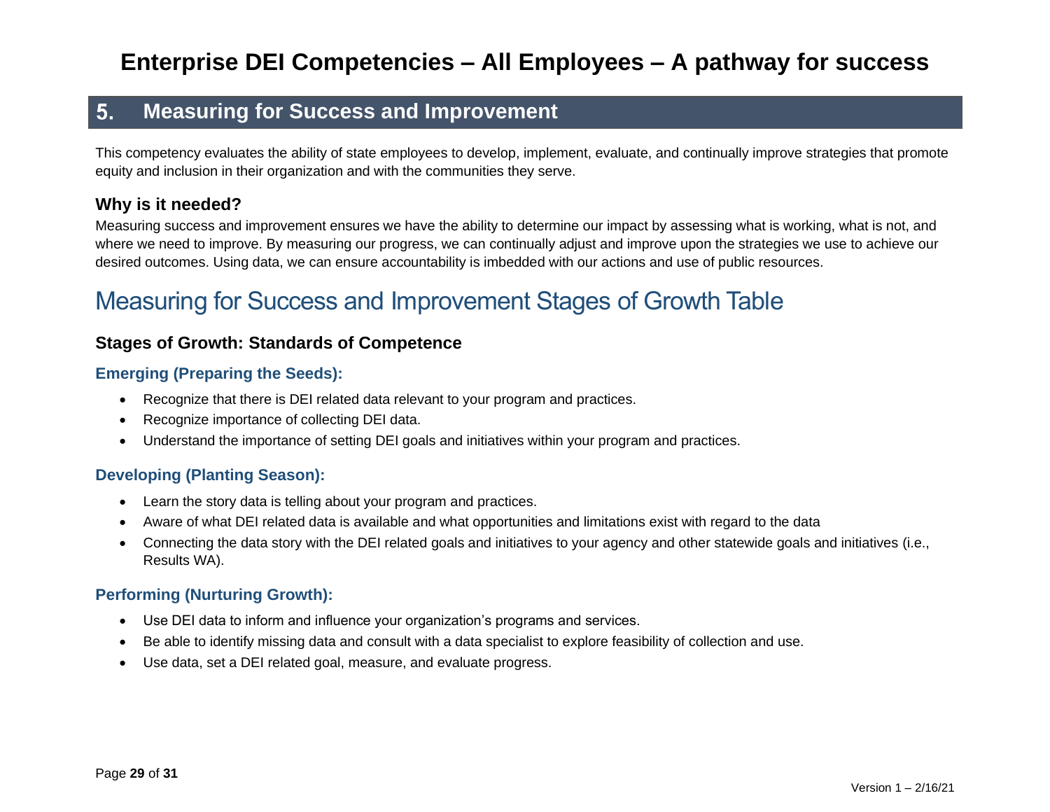# Enterprise DEI Competencies – All Employees – A pathway for success

## 5. Measuring for Success and Improvement

This competency evaluates the ability of state employees to develop, implement, evaluate, and continually improve strategies that promote equity and inclusion in their organization and with the communities they serve.

### Why is it needed?

Measuring success and improvement ensures we have the ability to determine our impact by assessing what is working, what is not, and where we need to improve. By measuring our progress, we can continually adjust and improve upon the strategies we use to achieve our desired outcomes. Using data, we can ensure accountability is imbedded with our actions and use of public resources.

## Measuring for Success and Improvement Stages of Growth Table

### Stages of Growth: Standards of Competence

#### Emerging (Preparing the Seeds):

- Recognize that there is DEI related data relevant to your program and practices.
- Recognize importance of collecting DEI data.
- Understand the importance of setting DEI goals and initiatives within your program and practices.

#### Developing (Planting Season):

- Learn the story data is telling about your program and practices.
- Aware of what DEI related data is available and what opportunities and limitations exist with regard to the data
- Connecting the data story with the DEI related goals and initiatives to your agency and other statewide goals and initiatives (i.e., Results WA).

#### Performing (Nurturing Growth):

- Use DEI data to inform and influence your organization's programs and services.
- Be able to identify missing data and consult with a data specialist to explore feasibility of collection and use.
- Use data, set a DEI related goal, measure, and evaluate progress.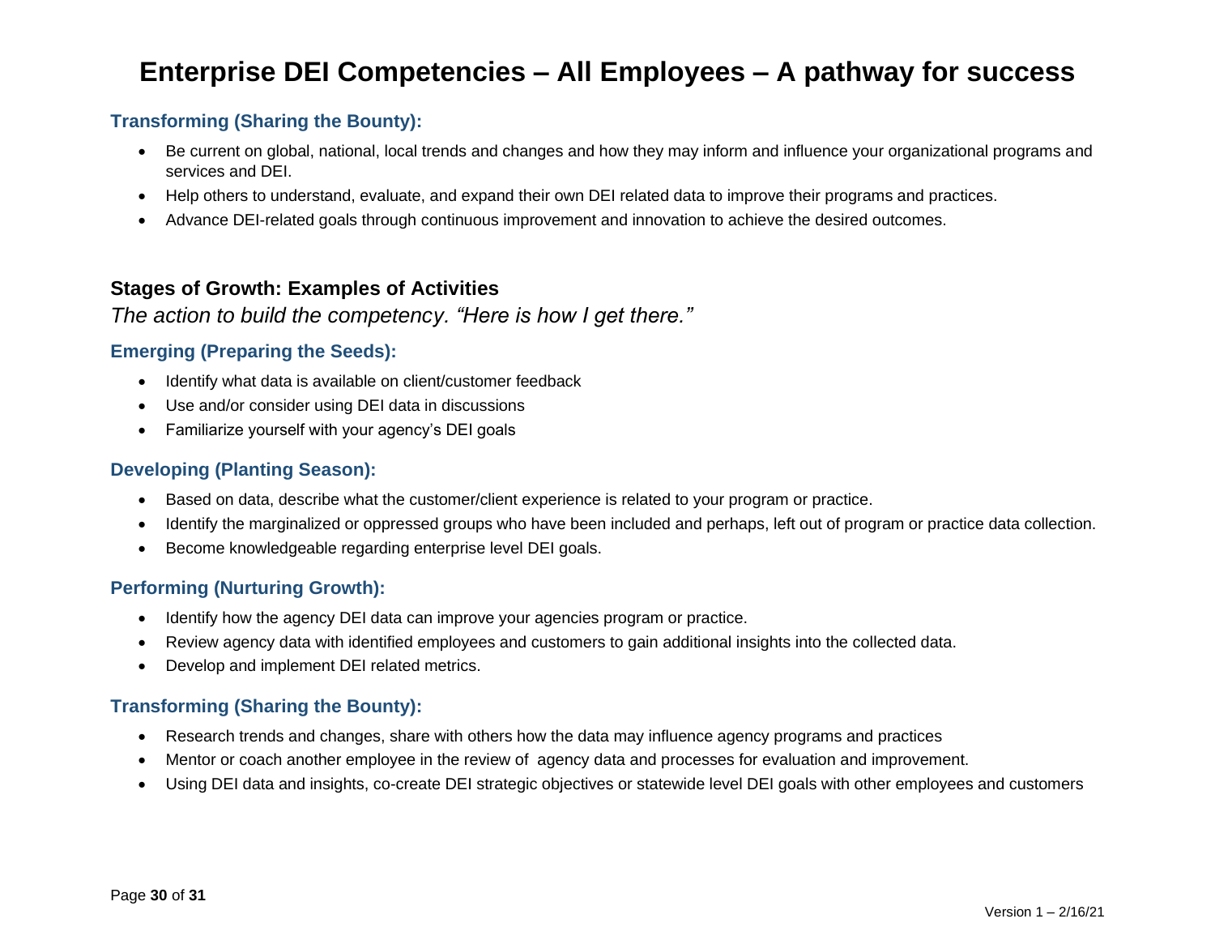# Enterprise DEI Competencies – All Employees – A pathway for success

### Transforming (Sharing the Bounty):

- Be current on global, national, local trends and changes and how they may inform and influence your organizational programs and services and DEI.
- Help others to understand, evaluate, and expand their own DEI related data to improve their programs and practices.
- Advance DEI-related goals through continuous improvement and innovation to achieve the desired outcomes.

## Stages of Growth: Examples of Activities

*The action to build the competency. "Here is how I get there."*

### Emerging (Preparing the Seeds):

- Identify what data is available on client/customer feedback
- Use and/or consider using DEI data in discussions
- Familiarize yourself with your agency's DEI goals

### Developing (Planting Season):

- Based on data, describe what the customer/client experience is related to your program or practice.
- Identify the marginalized or oppressed groups who have been included and perhaps, left out of program or practice data collection.
- Become knowledgeable regarding enterprise level DEI goals.

### Performing (Nurturing Growth):

- Identify how the agency DEI data can improve your agencies program or practice.
- Review agency data with identified employees and customers to gain additional insights into the collected data.
- Develop and implement DEI related metrics.

### Transforming (Sharing the Bounty):

- Research trends and changes, share with others how the data may influence agency programs and practices
- Mentor or coach another employee in the review of agency data and processes for evaluation and improvement.
- Using DEI data and insights, co-create DEI strategic objectives or statewide level DEI goals with other employees and customers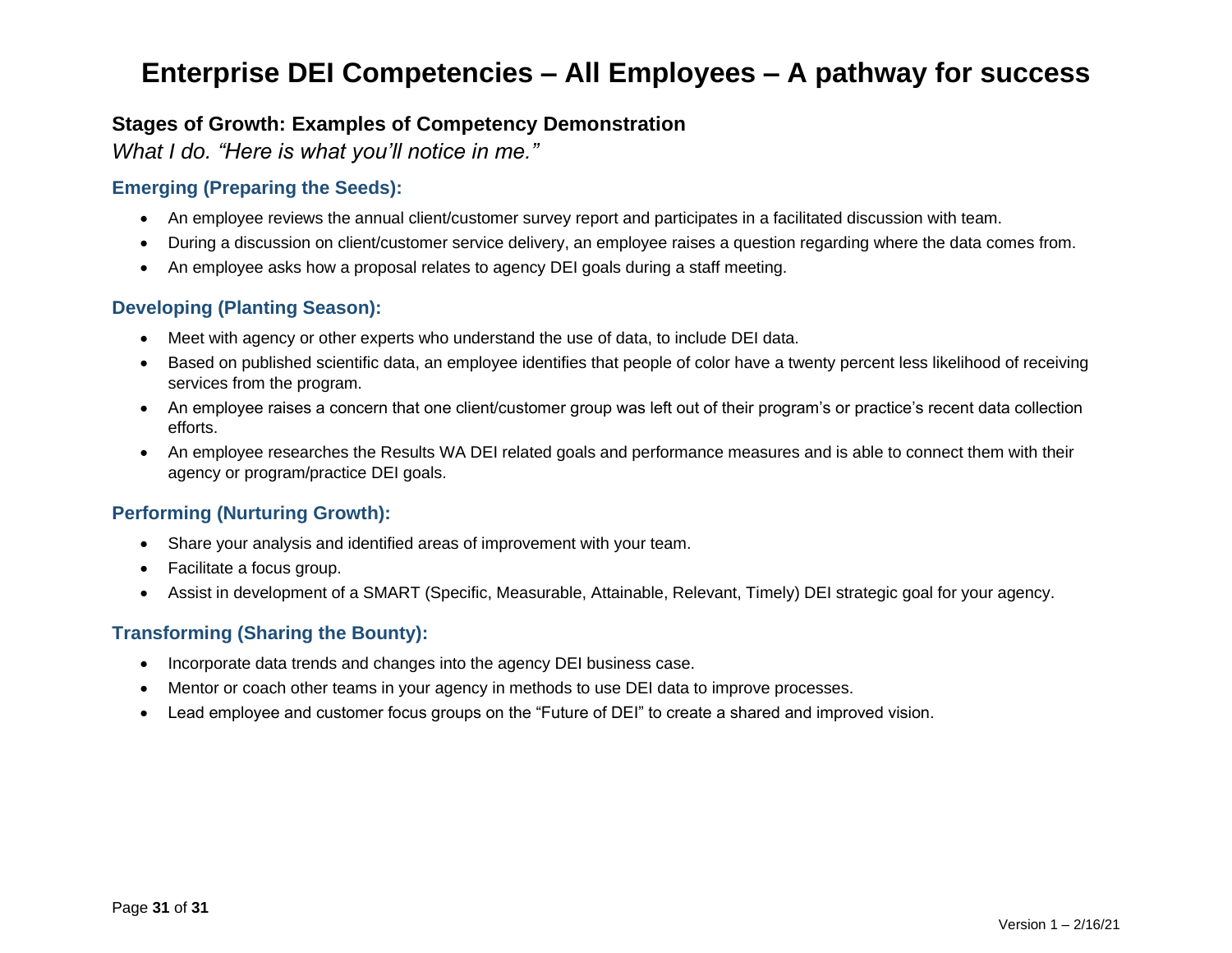# Enterprise DEI Competencies – All Employees – A pathway for success

## Stages of Growth: Examples of Competency Demonstration

*What I do. "Here is what you'll notice in me."*

### Emerging (Preparing the Seeds):

- An employee reviews the annual client/customer survey report and participates in a facilitated discussion with team.
- During a discussion on client/customer service delivery, an employee raises a question regarding where the data comes from.
- An employee asks how a proposal relates to agency DEI goals during a staff meeting.

### Developing (Planting Season):

- Meet with agency or other experts who understand the use of data, to include DEI data.
- Based on published scientific data, an employee identifies that people of color have a twenty percent less likelihood of receiving services from the program.
- An employee raises a concern that one client/customer group was left out of their program's or practice's recent data collection efforts.
- An employee researches the Results WA DEI related goals and performance measures and is able to connect them with their agency or program/practice DEI goals.

### Performing (Nurturing Growth):

- Share your analysis and identified areas of improvement with your team.
- Facilitate a focus group.
- Assist in development of a SMART (Specific, Measurable, Attainable, Relevant, Timely) DEI strategic goal for your agency.

### Transforming (Sharing the Bounty):

- Incorporate data trends and changes into the agency DEI business case.
- Mentor or coach other teams in your agency in methods to use DEI data to improve processes.
- Lead employee and customer focus groups on the "Future of DEI" to create a shared and improved vision.